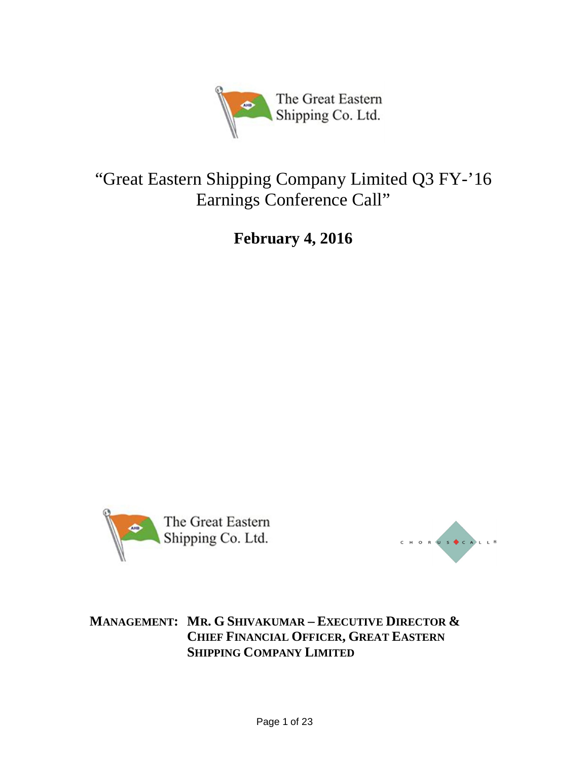The Great Eastern Shipping Co. Ltd.

# "Great Eastern Shipping Company Limited Q3 FY-'16 Earnings Conference Call"

**February 4, 2016**

The Great Eastern Shipping Co. Ltd.

CHORUS CALL®

**MANAGEMENT: MR. G SHIVAKUMAR – EXECUTIVE DIRECTOR & CHIEF FINANCIAL OFFICER, GREAT EASTERN SHIPPING COMPANY LIMITED**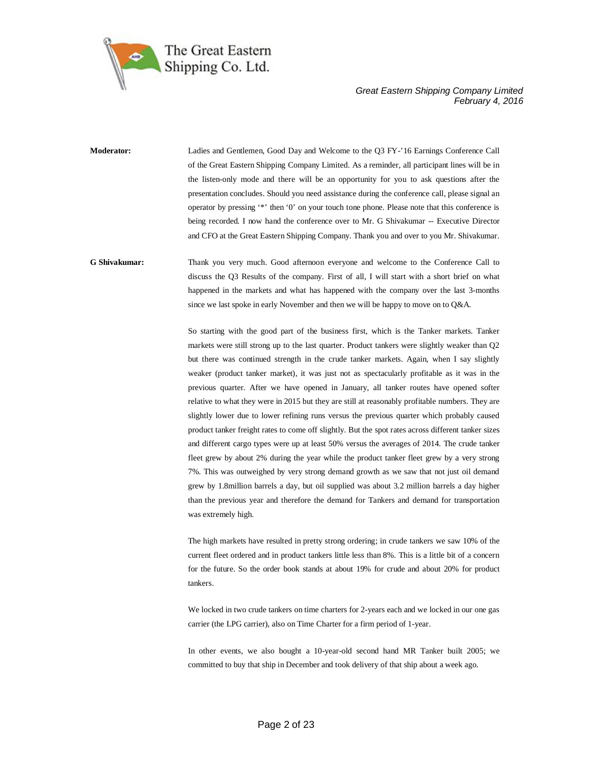**Moderator:** Ladies and Gentlemen, Good Day and Welcome to the Q3 FY-'16 Earnings Conference Call of the Great Eastern Shipping Company Limited. As a reminder, all participant lines will be in the listen-only mode and there will be an opportunity for you to ask questions after the presentation concludes. Should you need assistance during the conference call, please signal an operator by pressing '*' then '0' on your touch tone phone. Please note that this conference is being recorded. I now hand the conference over to Mr. G Shivakumar -- Executive Director and CFO at the Great Eastern Shipping Company. Thank you and over to you Mr. Shivakumar.

**G Shivakumar:** Thank you very much. Good afternoon everyone and welcome to the Conference Call to discuss the Q3 Results of the company. First of all, I will start with a short brief on what happened in the markets and what has happened with the company over the last 3-months since we last spoke in early November and then we will be happy to move on to Q&A.

So starting with the good part of the business first, which is the Tanker markets. Tanker markets were still strong up to the last quarter. Product tankers were slightly weaker than Q2 but there was continued strength in the crude tanker markets. Again, when I say slightly weaker (product tanker market), it was just not as spectacularly profitable as it was in the previous quarter. After we have opened in January, all tanker routes have opened softer relative to what they were in 2015 but they are still at reasonably profitable numbers. They are slightly lower due to lower refining runs versus the previous quarter which probably caused product tanker freight rates to come off slightly. But the spot rates across different tanker sizes and different cargo types were up at least 50% versus the averages of 2014. The crude tanker fleet grew by about 2% during the year while the product tanker fleet grew by a very strong 7%. This was outweighed by very strong demand growth as we saw that not just oil demand grew by 1.8million barrels a day, but oil supplied was about 3.2 million barrels a day higher than the previous year and therefore the demand for Tankers and demand for transportation was extremely high.

The high markets have resulted in pretty strong ordering; in crude tankers we saw 10% of the current fleet ordered and in product tankers little less than 8%. This is a little bit of a concern for the future. So the order book stands at about 19% for crude and about 20% for product tankers.

We locked in two crude tankers on time charters for 2-years each and we locked in our one gas carrier (the LPG carrier), also on Time Charter for a firm period of 1-year.

In other events, we also bought a 10-year-old second hand MR Tanker built 2005; we committed to buy that ship in December and took delivery of that ship about a week ago.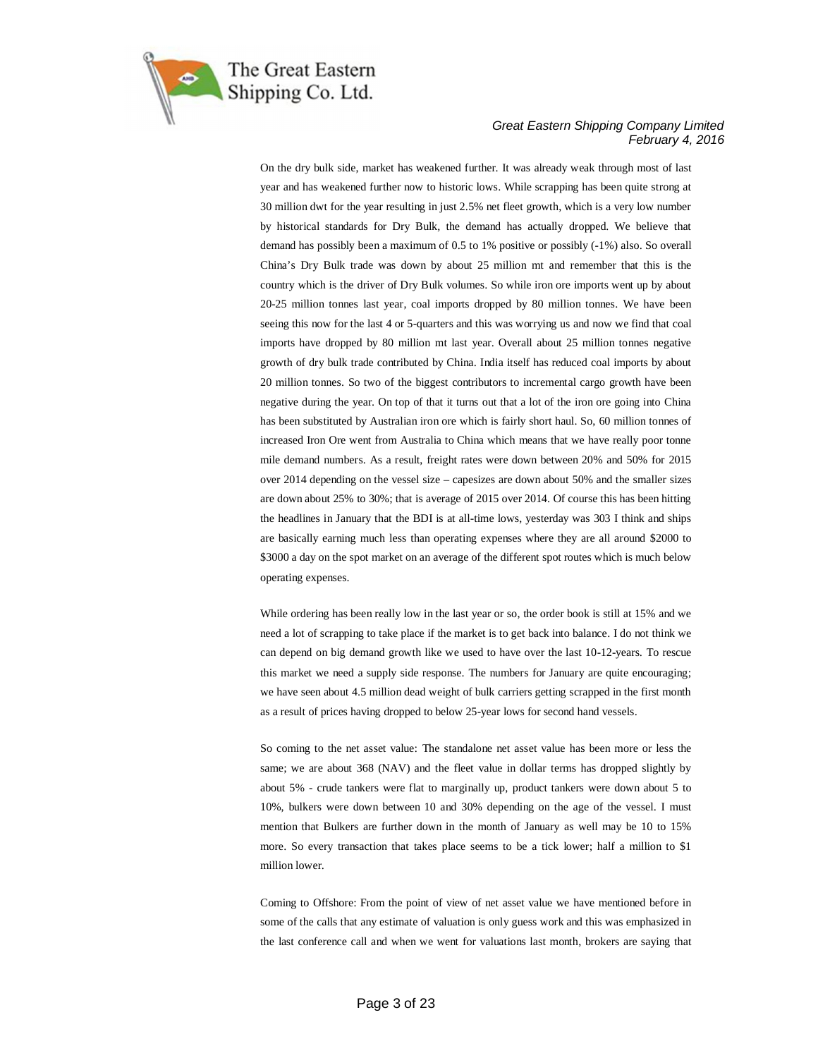On the dry bulk side, market has weakened further. It was already weak through most of last year and has weakened further now to historic lows. While scrapping has been quite strong at 30 million dwt for the year resulting in just 2.5% net fleet growth, which is a very low number by historical standards for Dry Bulk, the demand has actually dropped. We believe that demand has possibly been a maximum of 0.5 to 1% positive or possibly (-1%) also. So overall China's Dry Bulk trade was down by about 25 million mt and remember that this is the country which is the driver of Dry Bulk volumes. So while iron ore imports went up by about 20-25 million tonnes last year, coal imports dropped by 80 million tonnes. We have been seeing this now for the last 4 or 5-quarters and this was worrying us and now we find that coal imports have dropped by 80 million mt last year. Overall about 25 million tonnes negative growth of dry bulk trade contributed by China. India itself has reduced coal imports by about 20 million tonnes. So two of the biggest contributors to incremental cargo growth have been negative during the year. On top of that it turns out that a lot of the iron ore going into China has been substituted by Australian iron ore which is fairly short haul. So, 60 million tonnes of increased Iron Ore went from Australia to China which means that we have really poor tonne mile demand numbers. As a result, freight rates were down between 20% and 50% for 2015 over 2014 depending on the vessel size – capesizes are down about 50% and the smaller sizes are down about 25% to 30%; that is average of 2015 over 2014. Of course this has been hitting the headlines in January that the BDI is at all-time lows, yesterday was 303 I think and ships are basically earning much less than operating expenses where they are all around $2000 to $3000 a day on the spot market on an average of the different spot routes which is much below operating expenses.

While ordering has been really low in the last year or so, the order book is still at 15% and we need a lot of scrapping to take place if the market is to get back into balance. I do not think we can depend on big demand growth like we used to have over the last 10-12-years. To rescue this market we need a supply side response. The numbers for January are quite encouraging; we have seen about 4.5 million dead weight of bulk carriers getting scrapped in the first month as a result of prices having dropped to below 25-year lows for second hand vessels.

So coming to the net asset value: The standalone net asset value has been more or less the same; we are about 368 (NAV) and the fleet value in dollar terms has dropped slightly by about 5% - crude tankers were flat to marginally up, product tankers were down about 5 to 10%, bulkers were down between 10 and 30% depending on the age of the vessel. I must mention that Bulkers are further down in the month of January as well may be 10 to 15% more. So every transaction that takes place seems to be a tick lower; half a million to $1 million lower.

Coming to Offshore: From the point of view of net asset value we have mentioned before in some of the calls that any estimate of valuation is only guess work and this was emphasized in the last conference call and when we went for valuations last month, brokers are saying that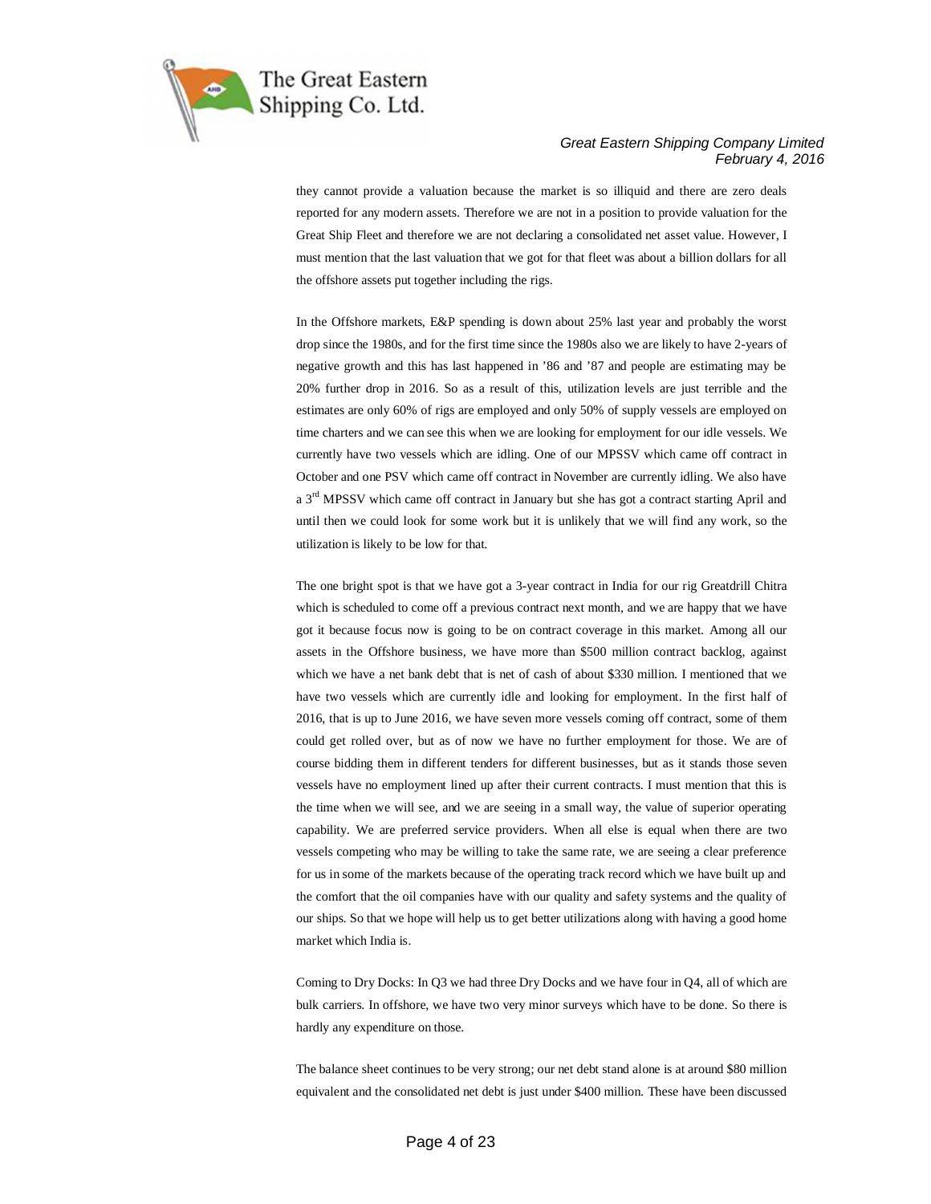they cannot provide a valuation because the market is so illiquid and there are zero deals reported for any modern assets. Therefore we are not in a position to provide valuation for the Great Ship Fleet and therefore we are not declaring a consolidated net asset value. However, I must mention that the last valuation that we got for that fleet was about a billion dollars for all the offshore assets put together including the rigs.

In the Offshore markets, E&P spending is down about 25% last year and probably the worst drop since the 1980s, and for the first time since the 1980s also we are likely to have 2-years of negative growth and this has last happened in '86 and '87 and people are estimating may be 20% further drop in 2016. So as a result of this, utilization levels are just terrible and the estimates are only 60% of rigs are employed and only 50% of supply vessels are employed on time charters and we can see this when we are looking for employment for our idle vessels. We currently have two vessels which are idling. One of our MPSSV which came off contract in October and one PSV which came off contract in November are currently idling. We also have a 3rd MPSSV which came off contract in January but she has got a contract starting April and until then we could look for some work but it is unlikely that we will find any work, so the utilization is likely to be low for that.

The one bright spot is that we have got a 3-year contract in India for our rig Greatdrill Chitra which is scheduled to come off a previous contract next month, and we are happy that we have got it because focus now is going to be on contract coverage in this market. Among all our assets in the Offshore business, we have more than $500 million contract backlog, against which we have a net bank debt that is net of cash of about $330 million. I mentioned that we have two vessels which are currently idle and looking for employment. In the first half of 2016, that is up to June 2016, we have seven more vessels coming off contract, some of them could get rolled over, but as of now we have no further employment for those. We are of course bidding them in different tenders for different businesses, but as it stands those seven vessels have no employment lined up after their current contracts. I must mention that this is the time when we will see, and we are seeing in a small way, the value of superior operating capability. We are preferred service providers. When all else is equal when there are two vessels competing who may be willing to take the same rate, we are seeing a clear preference for us in some of the markets because of the operating track record which we have built up and the comfort that the oil companies have with our quality and safety systems and the quality of our ships. So that we hope will help us to get better utilizations along with having a good home market which India is.

Coming to Dry Docks: In Q3 we had three Dry Docks and we have four in Q4, all of which are bulk carriers. In offshore, we have two very minor surveys which have to be done. So there is hardly any expenditure on those.

The balance sheet continues to be very strong; our net debt stand alone is at around $80 million equivalent and the consolidated net debt is just under $400 million. These have been discussed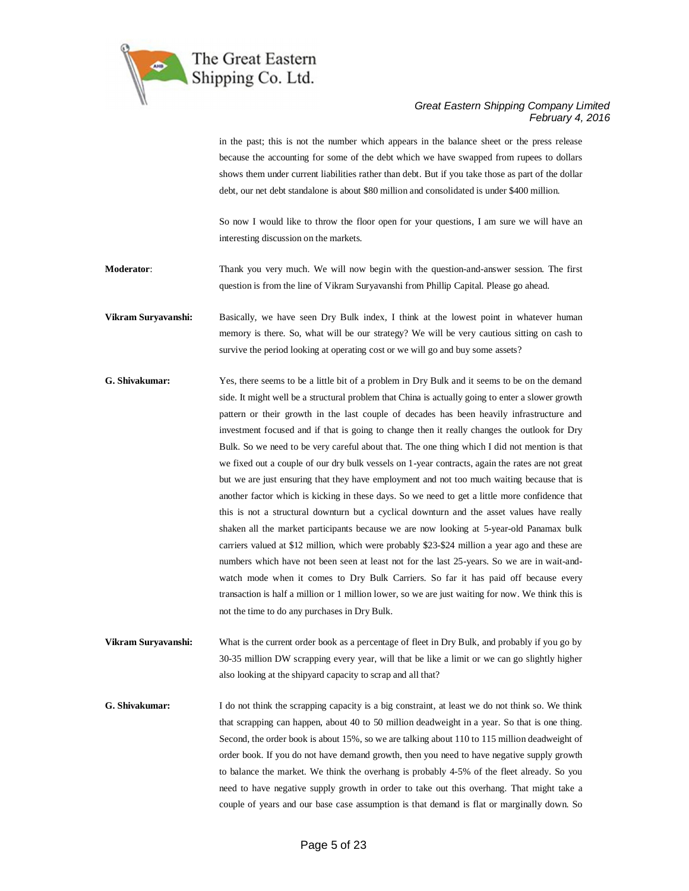in the past; this is not the number which appears in the balance sheet or the press release because the accounting for some of the debt which we have swapped from rupees to dollars shows them under current liabilities rather than debt. But if you take those as part of the dollar debt, our net debt standalone is about \$80 million and consolidated is under \$400 million.

So now I would like to throw the floor open for your questions, I am sure we will have an interesting discussion on the markets.

**Moderator**: Thank you very much. We will now begin with the question-and-answer session. The first question is from the line of Vikram Suryavanshi from Phillip Capital. Please go ahead.

**Vikram Suryavanshi:** Basically, we have seen Dry Bulk index, I think at the lowest point in whatever human memory is there. So, what will be our strategy? We will be very cautious sitting on cash to survive the period looking at operating cost or we will go and buy some assets?

**G. Shivakumar:** Yes, there seems to be a little bit of a problem in Dry Bulk and it seems to be on the demand side. It might well be a structural problem that China is actually going to enter a slower growth pattern or their growth in the last couple of decades has been heavily infrastructure and investment focused and if that is going to change then it really changes the outlook for Dry Bulk. So we need to be very careful about that. The one thing which I did not mention is that we fixed out a couple of our dry bulk vessels on 1-year contracts, again the rates are not great but we are just ensuring that they have employment and not too much waiting because that is another factor which is kicking in these days. So we need to get a little more confidence that this is not a structural downturn but a cyclical downturn and the asset values have really shaken all the market participants because we are now looking at 5-year-old Panamax bulk carriers valued at \$12 million, which were probably \$23-\$24 million a year ago and these are numbers which have not been seen at least not for the last 25-years. So we are in wait-and-watch mode when it comes to Dry Bulk Carriers. So far it has paid off because every transaction is half a million or 1 million lower, so we are just waiting for now. We think this is not the time to do any purchases in Dry Bulk.

**Vikram Suryavanshi:** What is the current order book as a percentage of fleet in Dry Bulk, and probably if you go by 30-35 million DW scrapping every year, will that be like a limit or we can go slightly higher also looking at the shipyard capacity to scrap and all that?

**G. Shivakumar:** I do not think the scrapping capacity is a big constraint, at least we do not think so. We think that scrapping can happen, about 40 to 50 million deadweight in a year. So that is one thing. Second, the order book is about 15%, so we are talking about 110 to 115 million deadweight of order book. If you do not have demand growth, then you need to have negative supply growth to balance the market. We think the overhang is probably 4-5% of the fleet already. So you need to have negative supply growth in order to take out this overhang. That might take a couple of years and our base case assumption is that demand is flat or marginally down. So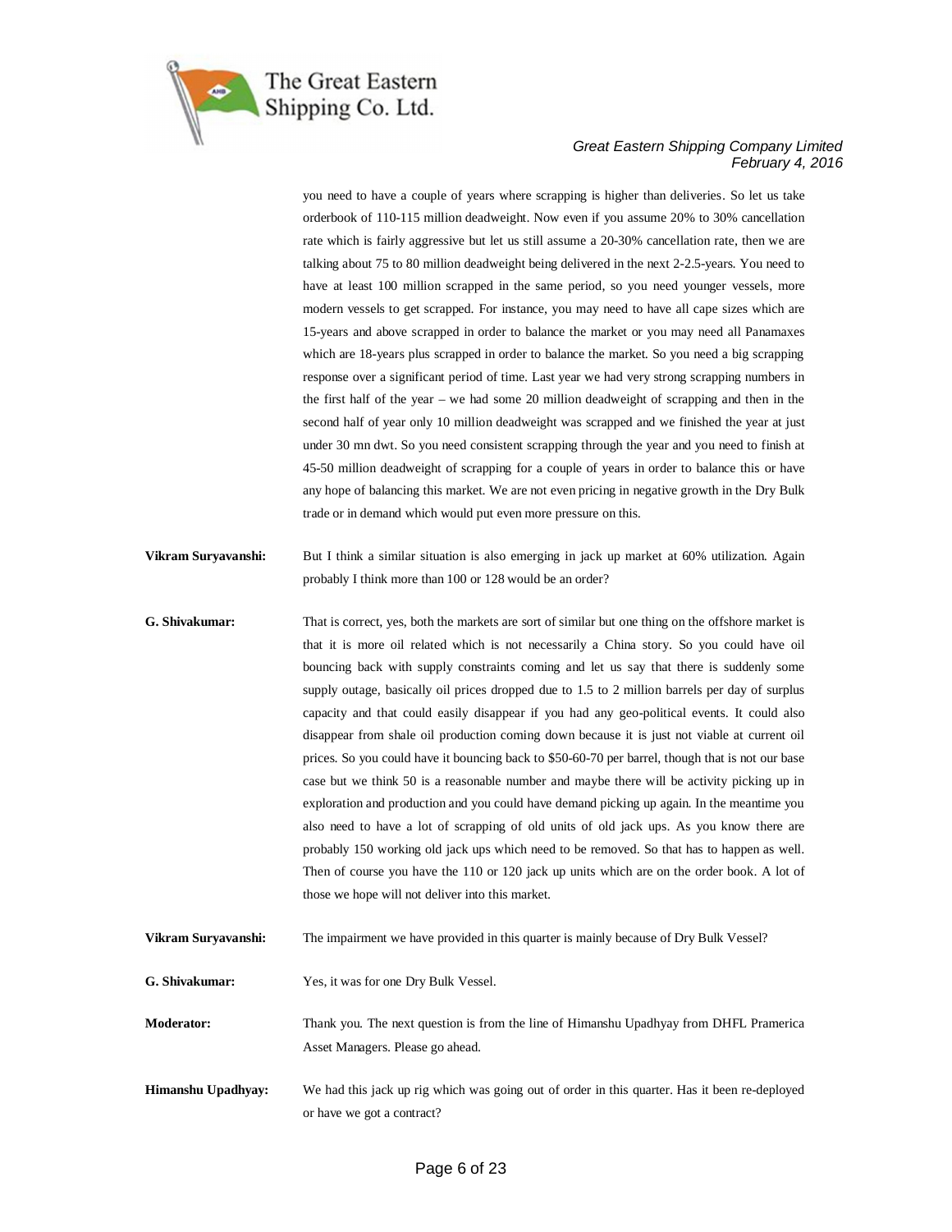you need to have a couple of years where scrapping is higher than deliveries. So let us take orderbook of 110-115 million deadweight. Now even if you assume 20% to 30% cancellation rate which is fairly aggressive but let us still assume a 20-30% cancellation rate, then we are talking about 75 to 80 million deadweight being delivered in the next 2-2.5-years. You need to have at least 100 million scrapped in the same period, so you need younger vessels, more modern vessels to get scrapped. For instance, you may need to have all cape sizes which are 15-years and above scrapped in order to balance the market or you may need all Panamaxes which are 18-years plus scrapped in order to balance the market. So you need a big scrapping response over a significant period of time. Last year we had very strong scrapping numbers in the first half of the year – we had some 20 million deadweight of scrapping and then in the second half of year only 10 million deadweight was scrapped and we finished the year at just under 30 mn dwt. So you need consistent scrapping through the year and you need to finish at 45-50 million deadweight of scrapping for a couple of years in order to balance this or have any hope of balancing this market. We are not even pricing in negative growth in the Dry Bulk trade or in demand which would put even more pressure on this.

**Vikram Suryavanshi:** But I think a similar situation is also emerging in jack up market at 60% utilization. Again probably I think more than 100 or 128 would be an order?

**G. Shivakumar:** That is correct, yes, both the markets are sort of similar but one thing on the offshore market is that it is more oil related which is not necessarily a China story. So you could have oil bouncing back with supply constraints coming and let us say that there is suddenly some supply outage, basically oil prices dropped due to 1.5 to 2 million barrels per day of surplus capacity and that could easily disappear if you had any geo-political events. It could also disappear from shale oil production coming down because it is just not viable at current oil prices. So you could have it bouncing back to $50-60-70 per barrel, though that is not our base case but we think 50 is a reasonable number and maybe there will be activity picking up in exploration and production and you could have demand picking up again. In the meantime you also need to have a lot of scrapping of old units of old jack ups. As you know there are probably 150 working old jack ups which need to be removed. So that has to happen as well. Then of course you have the 110 or 120 jack up units which are on the order book. A lot of those we hope will not deliver into this market.

**Vikram Suryavanshi:** The impairment we have provided in this quarter is mainly because of Dry Bulk Vessel?

**G. Shivakumar:** Yes, it was for one Dry Bulk Vessel.

**Moderator:** Thank you. The next question is from the line of Himanshu Upadhyay from DHFL Pramerica Asset Managers. Please go ahead.

**Himanshu Upadhyay:** We had this jack up rig which was going out of order in this quarter. Has it been re-deployed or have we got a contract?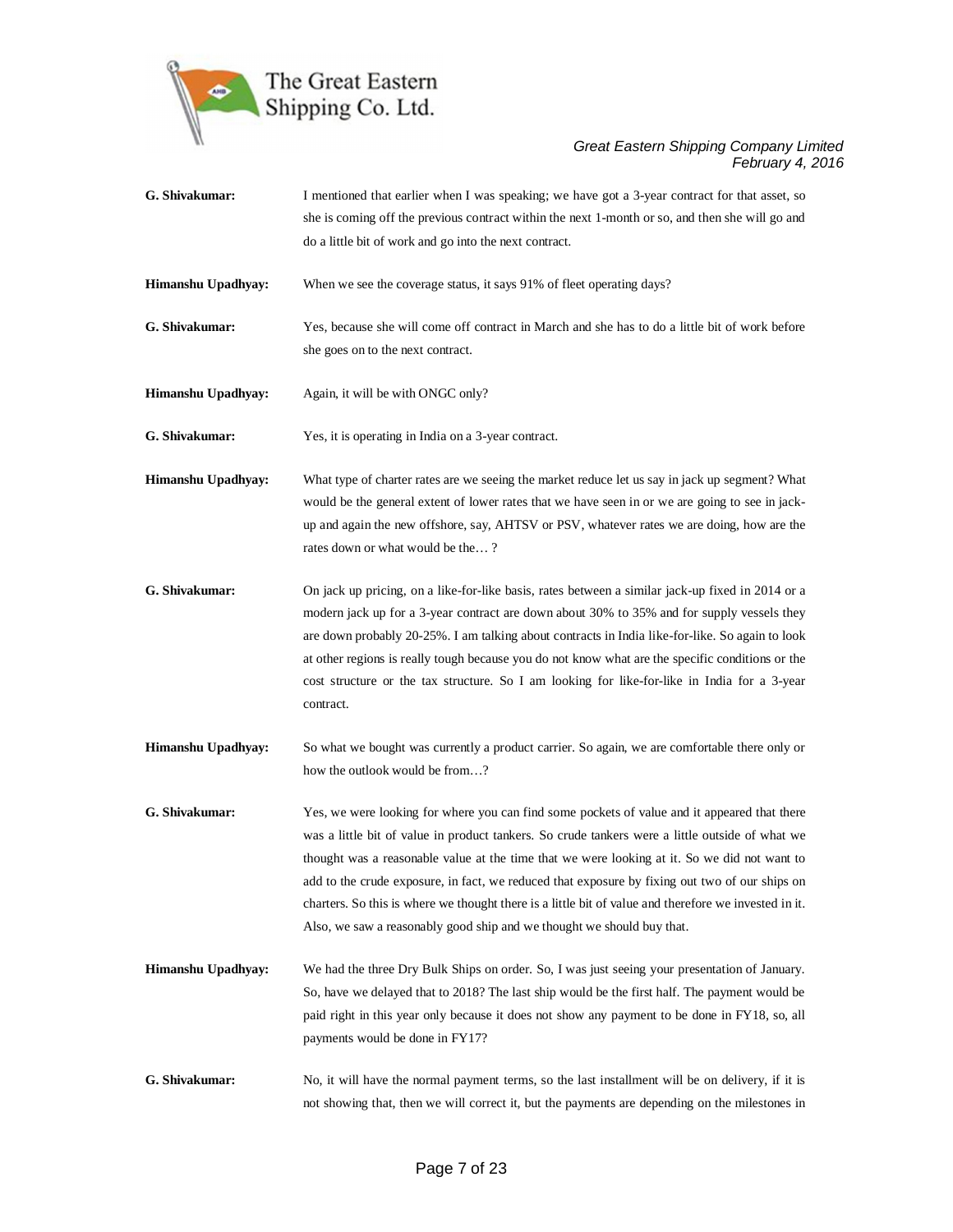**G. Shivakumar:** I mentioned that earlier when I was speaking; we have got a 3-year contract for that asset, so she is coming off the previous contract within the next 1-month or so, and then she will go and do a little bit of work and go into the next contract.

**Himanshu Upadhyay:** When we see the coverage status, it says 91% of fleet operating days?

**G. Shivakumar:** Yes, because she will come off contract in March and she has to do a little bit of work before she goes on to the next contract.

**Himanshu Upadhyay:** Again, it will be with ONGC only?

**G. Shivakumar:** Yes, it is operating in India on a 3-year contract.

**Himanshu Upadhyay:** What type of charter rates are we seeing the market reduce let us say in jack up segment? What would be the general extent of lower rates that we have seen in or we are going to see in jack-up and again the new offshore, say, AHTSV or PSV, whatever rates we are doing, how are the rates down or what would be the… ?

**G. Shivakumar:** On jack up pricing, on a like-for-like basis, rates between a similar jack-up fixed in 2014 or a modern jack up for a 3-year contract are down about 30% to 35% and for supply vessels they are down probably 20-25%. I am talking about contracts in India like-for-like. So again to look at other regions is really tough because you do not know what are the specific conditions or the cost structure or the tax structure. So I am looking for like-for-like in India for a 3-year contract.

**Himanshu Upadhyay:** So what we bought was currently a product carrier. So again, we are comfortable there only or how the outlook would be from…?

**G. Shivakumar:** Yes, we were looking for where you can find some pockets of value and it appeared that there was a little bit of value in product tankers. So crude tankers were a little outside of what we thought was a reasonable value at the time that we were looking at it. So we did not want to add to the crude exposure, in fact, we reduced that exposure by fixing out two of our ships on charters. So this is where we thought there is a little bit of value and therefore we invested in it. Also, we saw a reasonably good ship and we thought we should buy that.

**Himanshu Upadhyay:** We had the three Dry Bulk Ships on order. So, I was just seeing your presentation of January. So, have we delayed that to 2018? The last ship would be the first half. The payment would be paid right in this year only because it does not show any payment to be done in FY18, so, all payments would be done in FY17?

**G. Shivakumar:** No, it will have the normal payment terms, so the last installment will be on delivery, if it is not showing that, then we will correct it, but the payments are depending on the milestones in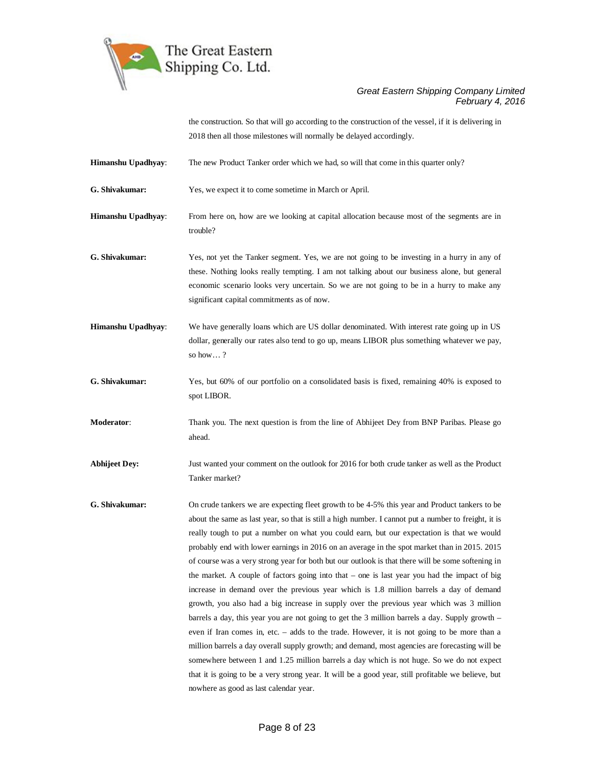the construction. So that will go according to the construction of the vessel, if it is delivering in 2018 then all those milestones will normally be delayed accordingly.

**Himanshu Upadhyay**: The new Product Tanker order which we had, so will that come in this quarter only?

**G. Shivakumar:** Yes, we expect it to come sometime in March or April.

**Himanshu Upadhyay**: From here on, how are we looking at capital allocation because most of the segments are in trouble?

**G. Shivakumar:** Yes, not yet the Tanker segment. Yes, we are not going to be investing in a hurry in any of these. Nothing looks really tempting. I am not talking about our business alone, but general economic scenario looks very uncertain. So we are not going to be in a hurry to make any significant capital commitments as of now.

**Himanshu Upadhyay**: We have generally loans which are US dollar denominated. With interest rate going up in US dollar, generally our rates also tend to go up, means LIBOR plus something whatever we pay, so how… ?

**G. Shivakumar:** Yes, but 60% of our portfolio on a consolidated basis is fixed, remaining 40% is exposed to spot LIBOR.

**Moderator**: Thank you. The next question is from the line of Abhijeet Dey from BNP Paribas. Please go ahead.

**Abhijeet Dey:** Just wanted your comment on the outlook for 2016 for both crude tanker as well as the Product Tanker market?

**G. Shivakumar:** On crude tankers we are expecting fleet growth to be 4-5% this year and Product tankers to be about the same as last year, so that is still a high number. I cannot put a number to freight, it is really tough to put a number on what you could earn, but our expectation is that we would probably end with lower earnings in 2016 on an average in the spot market than in 2015. 2015 of course was a very strong year for both but our outlook is that there will be some softening in the market. A couple of factors going into that – one is last year you had the impact of big increase in demand over the previous year which is 1.8 million barrels a day of demand growth, you also had a big increase in supply over the previous year which was 3 million barrels a day, this year you are not going to get the 3 million barrels a day. Supply growth – even if Iran comes in, etc. – adds to the trade. However, it is not going to be more than a million barrels a day overall supply growth; and demand, most agencies are forecasting will be somewhere between 1 and 1.25 million barrels a day which is not huge. So we do not expect that it is going to be a very strong year. It will be a good year, still profitable we believe, but nowhere as good as last calendar year.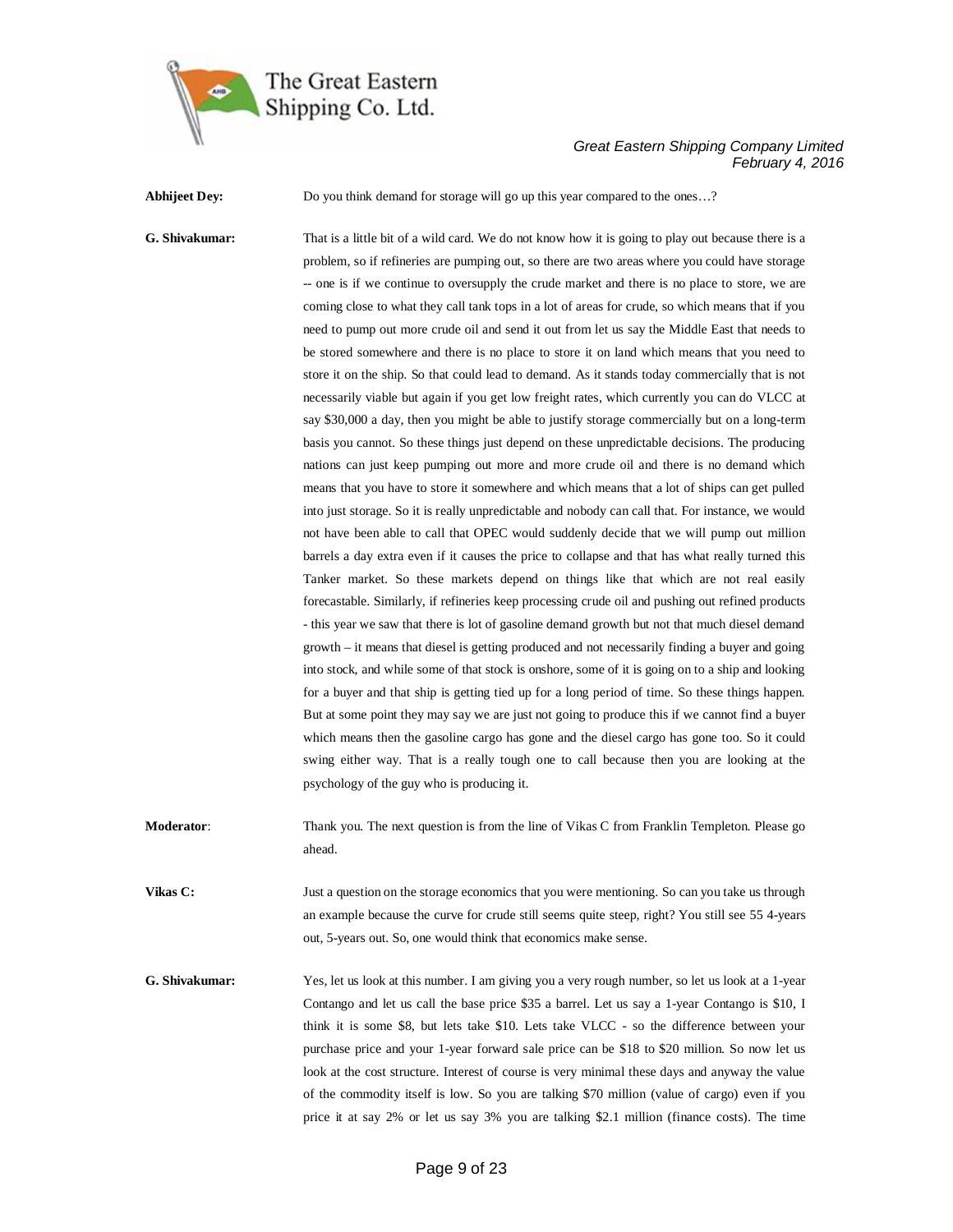**Abhijeet Dey:** Do you think demand for storage will go up this year compared to the ones…?

**G. Shivakumar:** That is a little bit of a wild card. We do not know how it is going to play out because there is a problem, so if refineries are pumping out, so there are two areas where you could have storage -- one is if we continue to oversupply the crude market and there is no place to store, we are coming close to what they call tank tops in a lot of areas for crude, so which means that if you need to pump out more crude oil and send it out from let us say the Middle East that needs to be stored somewhere and there is no place to store it on land which means that you need to store it on the ship. So that could lead to demand. As it stands today commercially that is not necessarily viable but again if you get low freight rates, which currently you can do VLCC at say $30,000 a day, then you might be able to justify storage commercially but on a long-term basis you cannot. So these things just depend on these unpredictable decisions. The producing nations can just keep pumping out more and more crude oil and there is no demand which means that you have to store it somewhere and which means that a lot of ships can get pulled into just storage. So it is really unpredictable and nobody can call that. For instance, we would not have been able to call that OPEC would suddenly decide that we will pump out million barrels a day extra even if it causes the price to collapse and that has what really turned this Tanker market. So these markets depend on things like that which are not real easily forecastable. Similarly, if refineries keep processing crude oil and pushing out refined products - this year we saw that there is lot of gasoline demand growth but not that much diesel demand growth – it means that diesel is getting produced and not necessarily finding a buyer and going into stock, and while some of that stock is onshore, some of it is going on to a ship and looking for a buyer and that ship is getting tied up for a long period of time. So these things happen. But at some point they may say we are just not going to produce this if we cannot find a buyer which means then the gasoline cargo has gone and the diesel cargo has gone too. So it could swing either way. That is a really tough one to call because then you are looking at the psychology of the guy who is producing it.

**Moderator**: Thank you. The next question is from the line of Vikas C from Franklin Templeton. Please go ahead.

**Vikas C:** Just a question on the storage economics that you were mentioning. So can you take us through an example because the curve for crude still seems quite steep, right? You still see 55 4-years out, 5-years out. So, one would think that economics make sense.

**G. Shivakumar:** Yes, let us look at this number. I am giving you a very rough number, so let us look at a 1-year Contango and let us call the base price $35 a barrel. Let us say a 1-year Contango is $10, I think it is some $8, but lets take $10. Lets take VLCC - so the difference between your purchase price and your 1-year forward sale price can be $18 to $20 million. So now let us look at the cost structure. Interest of course is very minimal these days and anyway the value of the commodity itself is low. So you are talking $70 million (value of cargo) even if you price it at say 2% or let us say 3% you are talking $2.1 million (finance costs). The time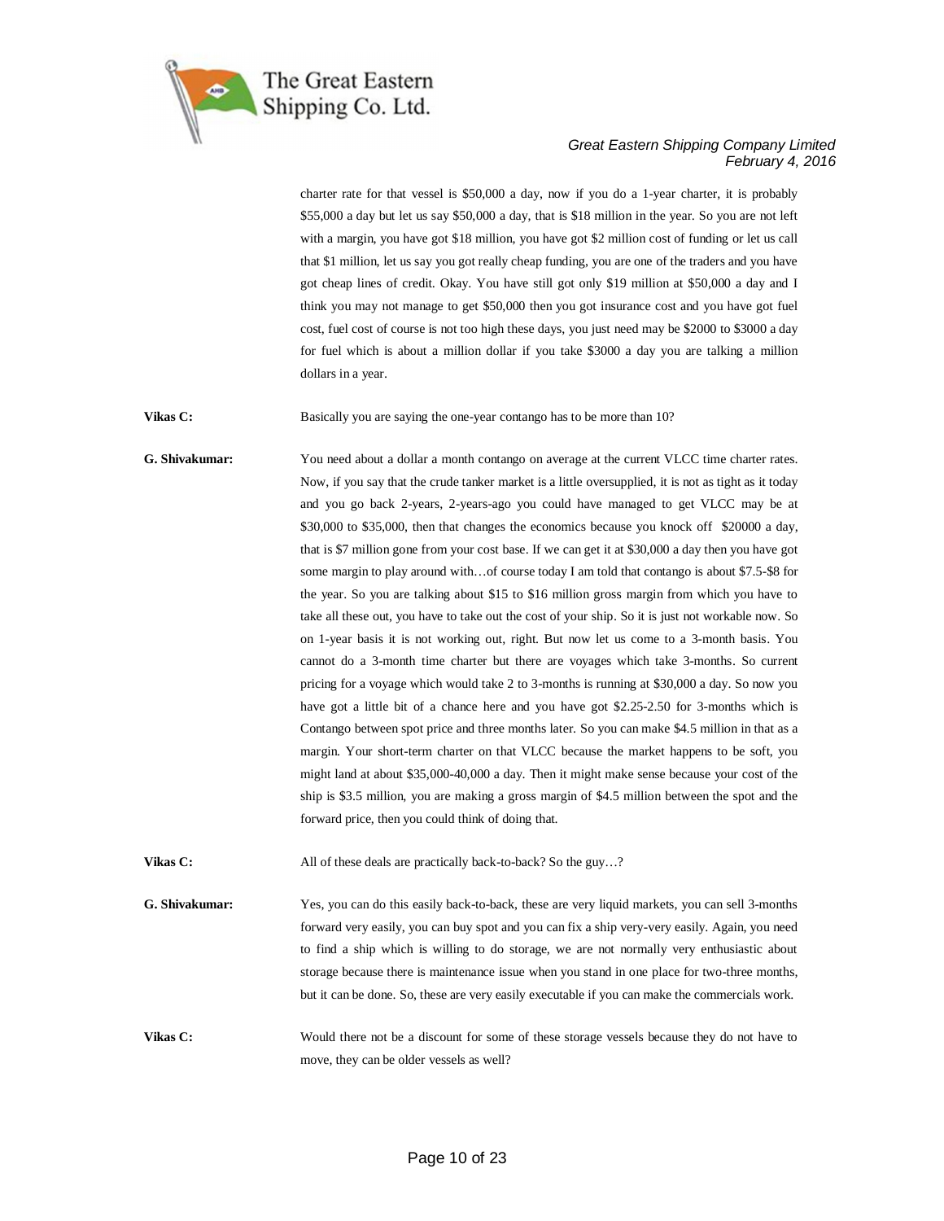charter rate for that vessel is $50,000 a day, now if you do a 1-year charter, it is probably $55,000 a day but let us say $50,000 a day, that is $18 million in the year. So you are not left with a margin, you have got $18 million, you have got $2 million cost of funding or let us call that $1 million, let us say you got really cheap funding, you are one of the traders and you have got cheap lines of credit. Okay. You have still got only $19 million at $50,000 a day and I think you may not manage to get $50,000 then you got insurance cost and you have got fuel cost, fuel cost of course is not too high these days, you just need may be $2000 to $3000 a day for fuel which is about a million dollar if you take $3000 a day you are talking a million dollars in a year.

**Vikas C:** Basically you are saying the one-year contango has to be more than 10?

**G. Shivakumar:** You need about a dollar a month contango on average at the current VLCC time charter rates. Now, if you say that the crude tanker market is a little oversupplied, it is not as tight as it today and you go back 2-years, 2-years-ago you could have managed to get VLCC may be at $30,000 to $35,000, then that changes the economics because you knock off $20000 a day, that is $7 million gone from your cost base. If we can get it at $30,000 a day then you have got some margin to play around with…of course today I am told that contango is about $7.5-$8 for the year. So you are talking about $15 to $16 million gross margin from which you have to take all these out, you have to take out the cost of your ship. So it is just not workable now. So on 1-year basis it is not working out, right. But now let us come to a 3-month basis. You cannot do a 3-month time charter but there are voyages which take 3-months. So current pricing for a voyage which would take 2 to 3-months is running at $30,000 a day. So now you have got a little bit of a chance here and you have got $2.25-2.50 for 3-months which is Contango between spot price and three months later. So you can make $4.5 million in that as a margin. Your short-term charter on that VLCC because the market happens to be soft, you might land at about $35,000-40,000 a day. Then it might make sense because your cost of the ship is $3.5 million, you are making a gross margin of $4.5 million between the spot and the forward price, then you could think of doing that.

**Vikas C:** All of these deals are practically back-to-back? So the guy…?

**G. Shivakumar:** Yes, you can do this easily back-to-back, these are very liquid markets, you can sell 3-months forward very easily, you can buy spot and you can fix a ship very-very easily. Again, you need to find a ship which is willing to do storage, we are not normally very enthusiastic about storage because there is maintenance issue when you stand in one place for two-three months, but it can be done. So, these are very easily executable if you can make the commercials work.

**Vikas C:** Would there not be a discount for some of these storage vessels because they do not have to move, they can be older vessels as well?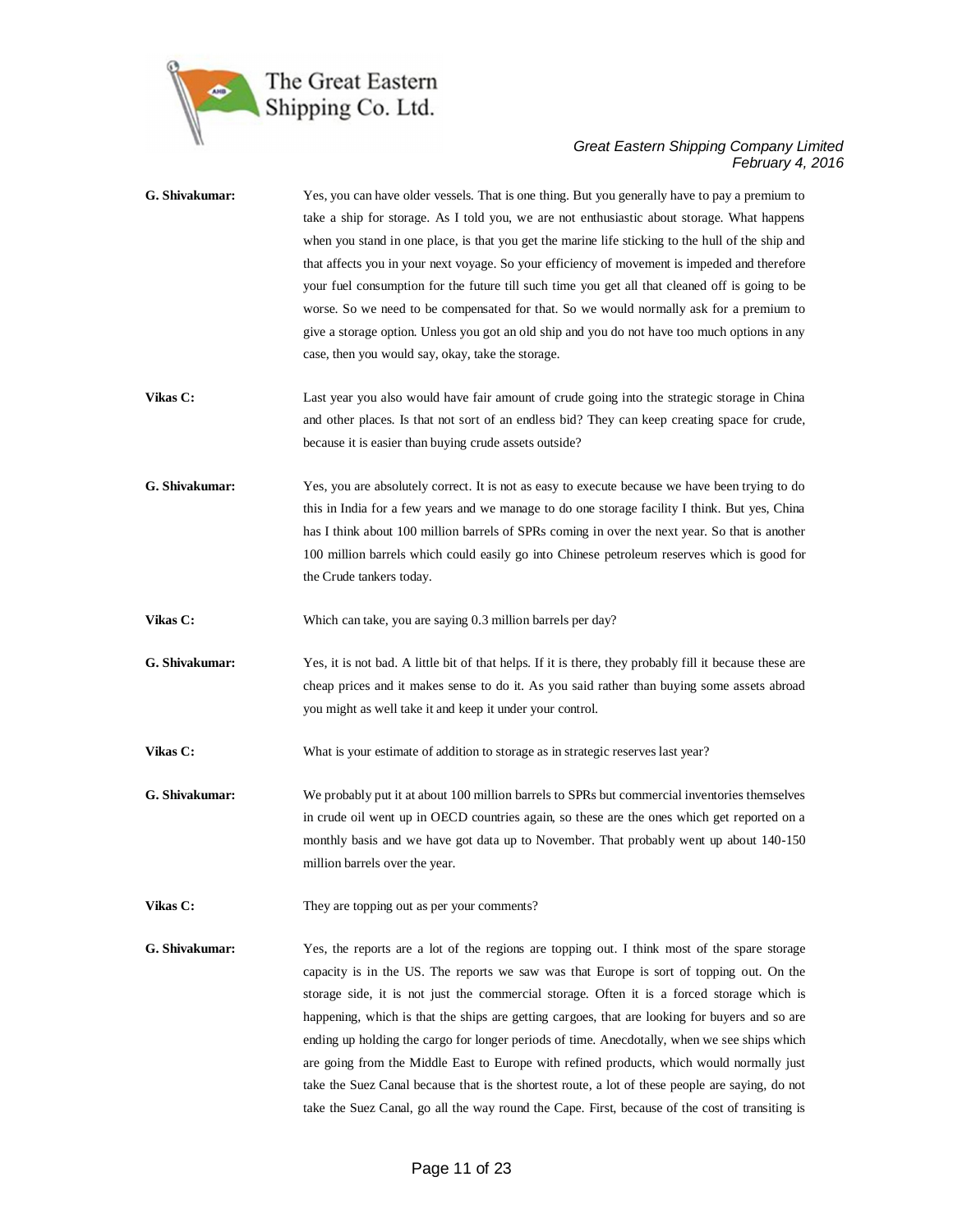**G. Shivakumar:** Yes, you can have older vessels. That is one thing. But you generally have to pay a premium to take a ship for storage. As I told you, we are not enthusiastic about storage. What happens when you stand in one place, is that you get the marine life sticking to the hull of the ship and that affects you in your next voyage. So your efficiency of movement is impeded and therefore your fuel consumption for the future till such time you get all that cleaned off is going to be worse. So we need to be compensated for that. So we would normally ask for a premium to give a storage option. Unless you got an old ship and you do not have too much options in any case, then you would say, okay, take the storage.

**Vikas C:** Last year you also would have fair amount of crude going into the strategic storage in China and other places. Is that not sort of an endless bid? They can keep creating space for crude, because it is easier than buying crude assets outside?

**G. Shivakumar:** Yes, you are absolutely correct. It is not as easy to execute because we have been trying to do this in India for a few years and we manage to do one storage facility I think. But yes, China has I think about 100 million barrels of SPRs coming in over the next year. So that is another 100 million barrels which could easily go into Chinese petroleum reserves which is good for the Crude tankers today.

**Vikas C:** Which can take, you are saying 0.3 million barrels per day?

**G. Shivakumar:** Yes, it is not bad. A little bit of that helps. If it is there, they probably fill it because these are cheap prices and it makes sense to do it. As you said rather than buying some assets abroad you might as well take it and keep it under your control.

**Vikas C:** What is your estimate of addition to storage as in strategic reserves last year?

**G. Shivakumar:** We probably put it at about 100 million barrels to SPRs but commercial inventories themselves in crude oil went up in OECD countries again, so these are the ones which get reported on a monthly basis and we have got data up to November. That probably went up about 140-150 million barrels over the year.

**Vikas C:** They are topping out as per your comments?

**G. Shivakumar:** Yes, the reports are a lot of the regions are topping out. I think most of the spare storage capacity is in the US. The reports we saw was that Europe is sort of topping out. On the storage side, it is not just the commercial storage. Often it is a forced storage which is happening, which is that the ships are getting cargoes, that are looking for buyers and so are ending up holding the cargo for longer periods of time. Anecdotally, when we see ships which are going from the Middle East to Europe with refined products, which would normally just take the Suez Canal because that is the shortest route, a lot of these people are saying, do not take the Suez Canal, go all the way round the Cape. First, because of the cost of transiting is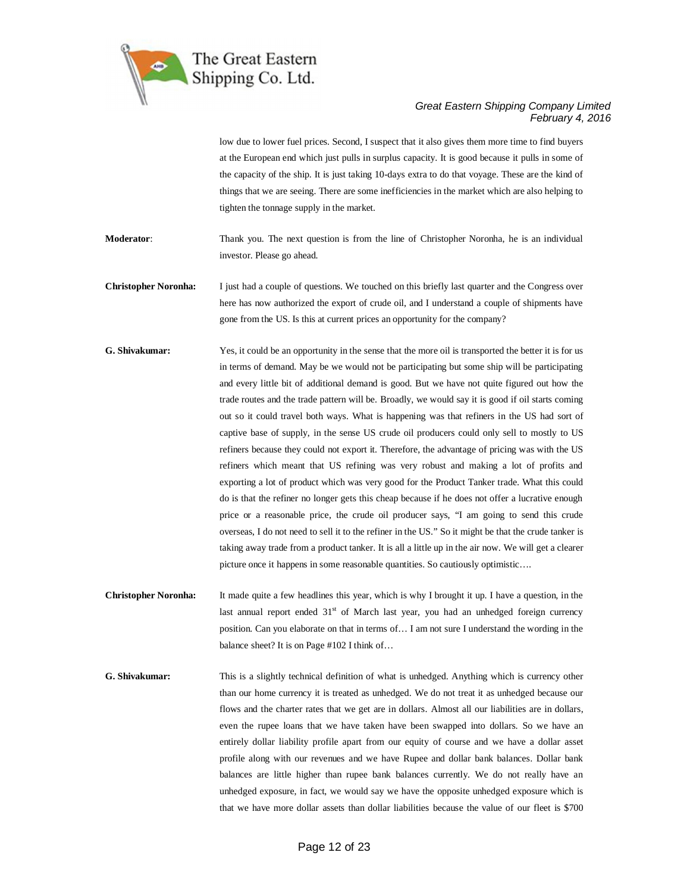low due to lower fuel prices. Second, I suspect that it also gives them more time to find buyers at the European end which just pulls in surplus capacity. It is good because it pulls in some of the capacity of the ship. It is just taking 10-days extra to do that voyage. These are the kind of things that we are seeing. There are some inefficiencies in the market which are also helping to tighten the tonnage supply in the market.

**Moderator**: Thank you. The next question is from the line of Christopher Noronha, he is an individual investor. Please go ahead.

**Christopher Noronha:** I just had a couple of questions. We touched on this briefly last quarter and the Congress over here has now authorized the export of crude oil, and I understand a couple of shipments have gone from the US. Is this at current prices an opportunity for the company?

**G. Shivakumar:** Yes, it could be an opportunity in the sense that the more oil is transported the better it is for us in terms of demand. May be we would not be participating but some ship will be participating and every little bit of additional demand is good. But we have not quite figured out how the trade routes and the trade pattern will be. Broadly, we would say it is good if oil starts coming out so it could travel both ways. What is happening was that refiners in the US had sort of captive base of supply, in the sense US crude oil producers could only sell to mostly to US refiners because they could not export it. Therefore, the advantage of pricing was with the US refiners which meant that US refining was very robust and making a lot of profits and exporting a lot of product which was very good for the Product Tanker trade. What this could do is that the refiner no longer gets this cheap because if he does not offer a lucrative enough price or a reasonable price, the crude oil producer says, "I am going to send this crude overseas, I do not need to sell it to the refiner in the US." So it might be that the crude tanker is taking away trade from a product tanker. It is all a little up in the air now. We will get a clearer picture once it happens in some reasonable quantities. So cautiously optimistic….

**Christopher Noronha:** It made quite a few headlines this year, which is why I brought it up. I have a question, in the last annual report ended 31st of March last year, you had an unhedged foreign currency position. Can you elaborate on that in terms of… I am not sure I understand the wording in the balance sheet? It is on Page #102 I think of…

**G. Shivakumar:** This is a slightly technical definition of what is unhedged. Anything which is currency other than our home currency it is treated as unhedged. We do not treat it as unhedged because our flows and the charter rates that we get are in dollars. Almost all our liabilities are in dollars, even the rupee loans that we have taken have been swapped into dollars. So we have an entirely dollar liability profile apart from our equity of course and we have a dollar asset profile along with our revenues and we have Rupee and dollar bank balances. Dollar bank balances are little higher than rupee bank balances currently. We do not really have an unhedged exposure, in fact, we would say we have the opposite unhedged exposure which is that we have more dollar assets than dollar liabilities because the value of our fleet is $700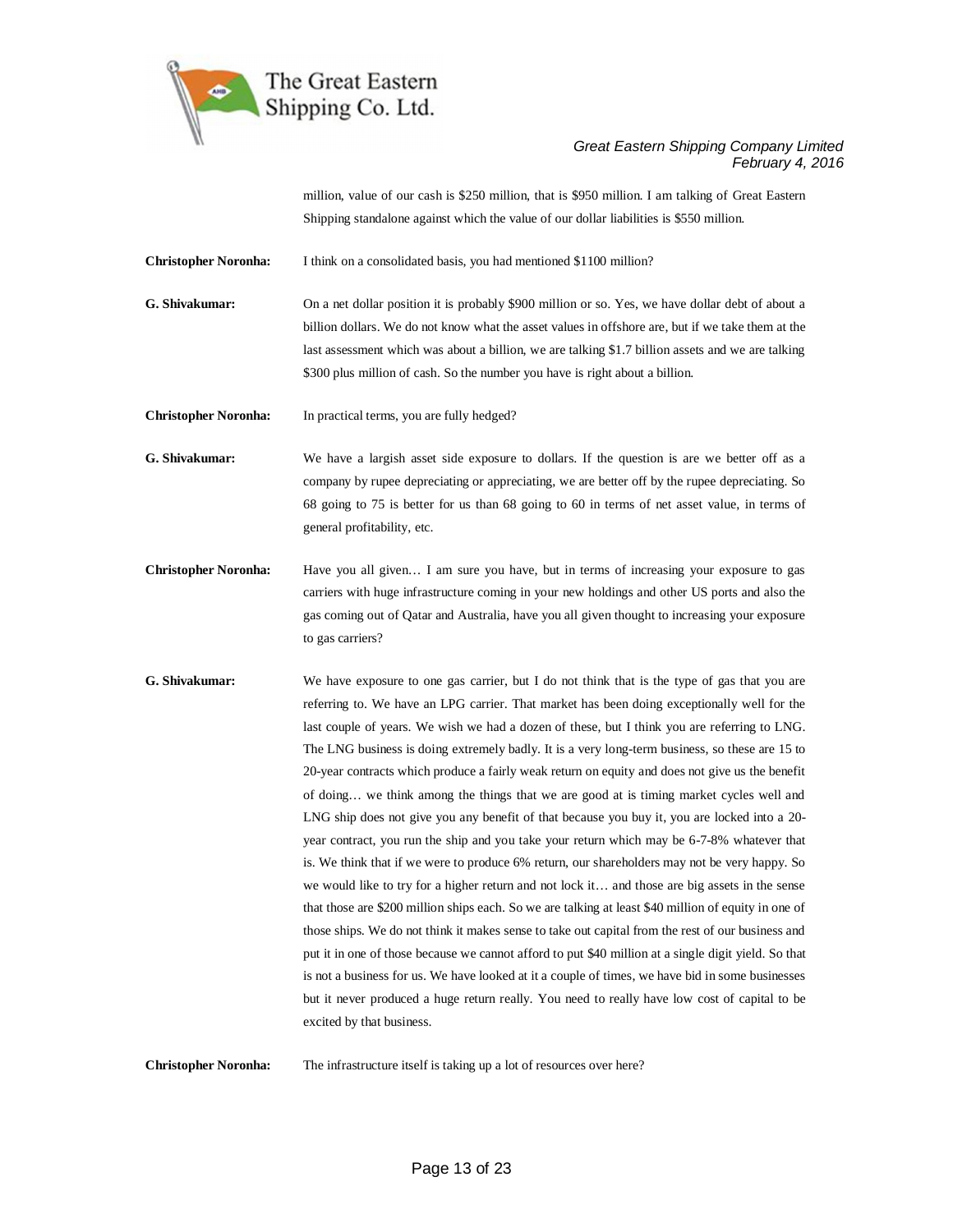million, value of our cash is $250 million, that is $950 million. I am talking of Great Eastern Shipping standalone against which the value of our dollar liabilities is $550 million.

**Christopher Noronha:** I think on a consolidated basis, you had mentioned $1100 million?

**G. Shivakumar:** On a net dollar position it is probably $900 million or so. Yes, we have dollar debt of about a billion dollars. We do not know what the asset values in offshore are, but if we take them at the last assessment which was about a billion, we are talking $1.7 billion assets and we are talking $300 plus million of cash. So the number you have is right about a billion.

**Christopher Noronha:** In practical terms, you are fully hedged?

**G. Shivakumar:** We have a largish asset side exposure to dollars. If the question is are we better off as a company by rupee depreciating or appreciating, we are better off by the rupee depreciating. So 68 going to 75 is better for us than 68 going to 60 in terms of net asset value, in terms of general profitability, etc.

**Christopher Noronha:** Have you all given… I am sure you have, but in terms of increasing your exposure to gas carriers with huge infrastructure coming in your new holdings and other US ports and also the gas coming out of Qatar and Australia, have you all given thought to increasing your exposure to gas carriers?

**G. Shivakumar:** We have exposure to one gas carrier, but I do not think that is the type of gas that you are referring to. We have an LPG carrier. That market has been doing exceptionally well for the last couple of years. We wish we had a dozen of these, but I think you are referring to LNG. The LNG business is doing extremely badly. It is a very long-term business, so these are 15 to 20-year contracts which produce a fairly weak return on equity and does not give us the benefit of doing… we think among the things that we are good at is timing market cycles well and LNG ship does not give you any benefit of that because you buy it, you are locked into a 20-year contract, you run the ship and you take your return which may be 6-7-8% whatever that is. We think that if we were to produce 6% return, our shareholders may not be very happy. So we would like to try for a higher return and not lock it… and those are big assets in the sense that those are $200 million ships each. So we are talking at least $40 million of equity in one of those ships. We do not think it makes sense to take out capital from the rest of our business and put it in one of those because we cannot afford to put $40 million at a single digit yield. So that is not a business for us. We have looked at it a couple of times, we have bid in some businesses but it never produced a huge return really. You need to really have low cost of capital to be excited by that business.

**Christopher Noronha:** The infrastructure itself is taking up a lot of resources over here?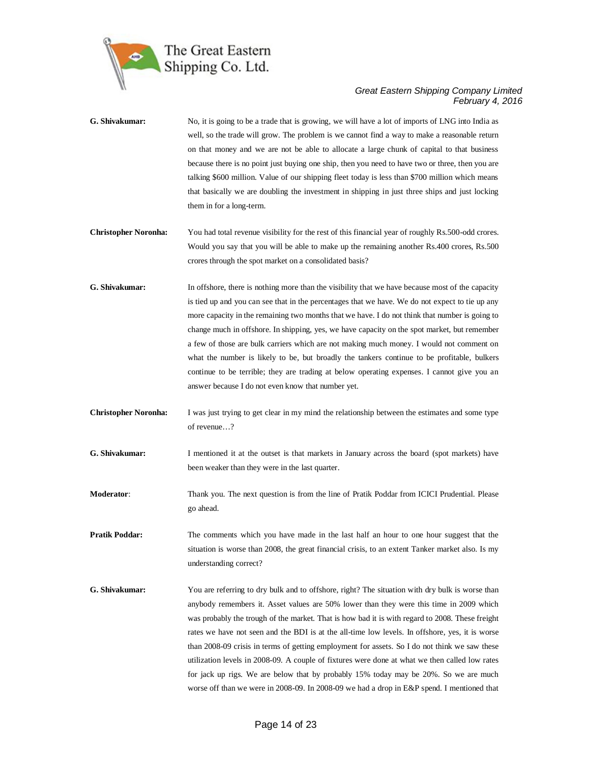**G. Shivakumar:** No, it is going to be a trade that is growing, we will have a lot of imports of LNG into India as well, so the trade will grow. The problem is we cannot find a way to make a reasonable return on that money and we are not be able to allocate a large chunk of capital to that business because there is no point just buying one ship, then you need to have two or three, then you are talking $600 million. Value of our shipping fleet today is less than $700 million which means that basically we are doubling the investment in shipping in just three ships and just locking them in for a long-term.

**Christopher Noronha:** You had total revenue visibility for the rest of this financial year of roughly Rs.500-odd crores. Would you say that you will be able to make up the remaining another Rs.400 crores, Rs.500 crores through the spot market on a consolidated basis?

**G. Shivakumar:** In offshore, there is nothing more than the visibility that we have because most of the capacity is tied up and you can see that in the percentages that we have. We do not expect to tie up any more capacity in the remaining two months that we have. I do not think that number is going to change much in offshore. In shipping, yes, we have capacity on the spot market, but remember a few of those are bulk carriers which are not making much money. I would not comment on what the number is likely to be, but broadly the tankers continue to be profitable, bulkers continue to be terrible; they are trading at below operating expenses. I cannot give you an answer because I do not even know that number yet.

**Christopher Noronha:** I was just trying to get clear in my mind the relationship between the estimates and some type of revenue…?

**G. Shivakumar:** I mentioned it at the outset is that markets in January across the board (spot markets) have been weaker than they were in the last quarter.

**Moderator**: Thank you. The next question is from the line of Pratik Poddar from ICICI Prudential. Please go ahead.

**Pratik Poddar:** The comments which you have made in the last half an hour to one hour suggest that the situation is worse than 2008, the great financial crisis, to an extent Tanker market also. Is my understanding correct?

**G. Shivakumar:** You are referring to dry bulk and to offshore, right? The situation with dry bulk is worse than anybody remembers it. Asset values are 50% lower than they were this time in 2009 which was probably the trough of the market. That is how bad it is with regard to 2008. These freight rates we have not seen and the BDI is at the all-time low levels. In offshore, yes, it is worse than 2008-09 crisis in terms of getting employment for assets. So I do not think we saw these utilization levels in 2008-09. A couple of fixtures were done at what we then called low rates for jack up rigs. We are below that by probably 15% today may be 20%. So we are much worse off than we were in 2008-09. In 2008-09 we had a drop in E&P spend. I mentioned that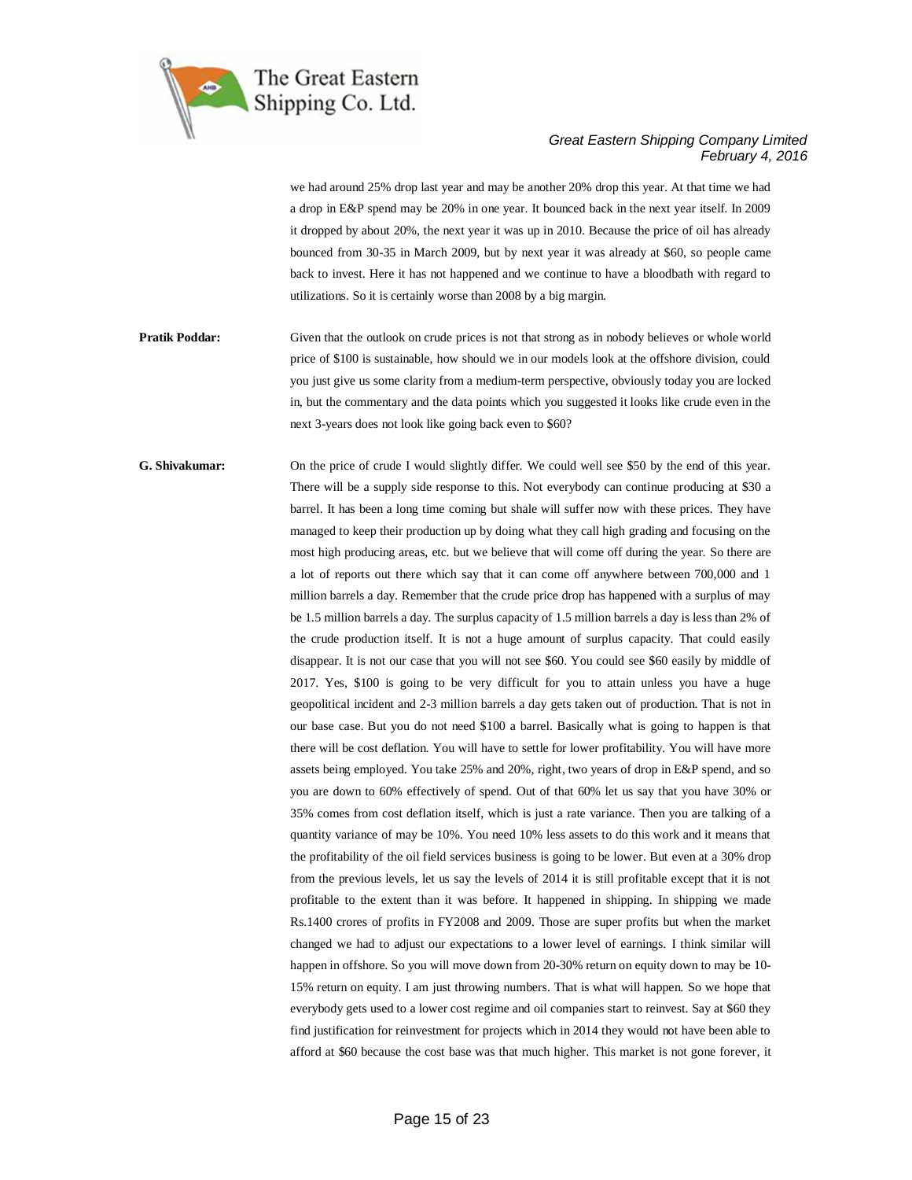we had around 25% drop last year and may be another 20% drop this year. At that time we had a drop in E&P spend may be 20% in one year. It bounced back in the next year itself. In 2009 it dropped by about 20%, the next year it was up in 2010. Because the price of oil has already bounced from 30-35 in March 2009, but by next year it was already at $60, so people came back to invest. Here it has not happened and we continue to have a bloodbath with regard to utilizations. So it is certainly worse than 2008 by a big margin.

**Pratik Poddar:** Given that the outlook on crude prices is not that strong as in nobody believes or whole world price of $100 is sustainable, how should we in our models look at the offshore division, could you just give us some clarity from a medium-term perspective, obviously today you are locked in, but the commentary and the data points which you suggested it looks like crude even in the next 3-years does not look like going back even to $60?

**G. Shivakumar:** On the price of crude I would slightly differ. We could well see $50 by the end of this year. There will be a supply side response to this. Not everybody can continue producing at $30 a barrel. It has been a long time coming but shale will suffer now with these prices. They have managed to keep their production up by doing what they call high grading and focusing on the most high producing areas, etc. but we believe that will come off during the year. So there are a lot of reports out there which say that it can come off anywhere between 700,000 and 1 million barrels a day. Remember that the crude price drop has happened with a surplus of may be 1.5 million barrels a day. The surplus capacity of 1.5 million barrels a day is less than 2% of the crude production itself. It is not a huge amount of surplus capacity. That could easily disappear. It is not our case that you will not see $60. You could see $60 easily by middle of 2017. Yes, $100 is going to be very difficult for you to attain unless you have a huge geopolitical incident and 2-3 million barrels a day gets taken out of production. That is not in our base case. But you do not need $100 a barrel. Basically what is going to happen is that there will be cost deflation. You will have to settle for lower profitability. You will have more assets being employed. You take 25% and 20%, right, two years of drop in E&P spend, and so you are down to 60% effectively of spend. Out of that 60% let us say that you have 30% or 35% comes from cost deflation itself, which is just a rate variance. Then you are talking of a quantity variance of may be 10%. You need 10% less assets to do this work and it means that the profitability of the oil field services business is going to be lower. But even at a 30% drop from the previous levels, let us say the levels of 2014 it is still profitable except that it is not profitable to the extent than it was before. It happened in shipping. In shipping we made Rs.1400 crores of profits in FY2008 and 2009. Those are super profits but when the market changed we had to adjust our expectations to a lower level of earnings. I think similar will happen in offshore. So you will move down from 20-30% return on equity down to may be 10-15% return on equity. I am just throwing numbers. That is what will happen. So we hope that everybody gets used to a lower cost regime and oil companies start to reinvest. Say at $60 they find justification for reinvestment for projects which in 2014 they would not have been able to afford at $60 because the cost base was that much higher. This market is not gone forever, it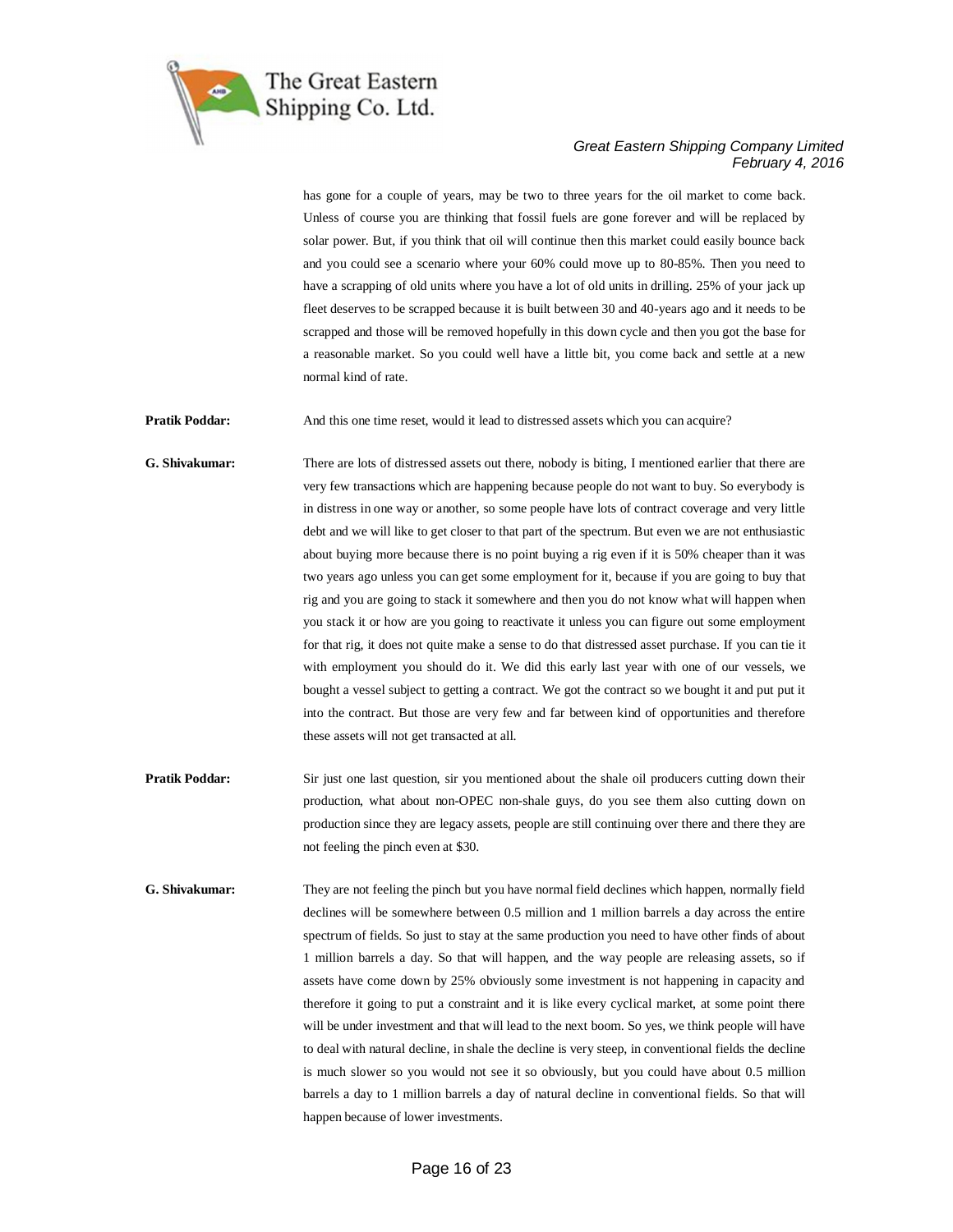has gone for a couple of years, may be two to three years for the oil market to come back. Unless of course you are thinking that fossil fuels are gone forever and will be replaced by solar power. But, if you think that oil will continue then this market could easily bounce back and you could see a scenario where your 60% could move up to 80-85%. Then you need to have a scrapping of old units where you have a lot of old units in drilling. 25% of your jack up fleet deserves to be scrapped because it is built between 30 and 40-years ago and it needs to be scrapped and those will be removed hopefully in this down cycle and then you got the base for a reasonable market. So you could well have a little bit, you come back and settle at a new normal kind of rate.

**Pratik Poddar:** And this one time reset, would it lead to distressed assets which you can acquire?

**G. Shivakumar:** There are lots of distressed assets out there, nobody is biting, I mentioned earlier that there are very few transactions which are happening because people do not want to buy. So everybody is in distress in one way or another, so some people have lots of contract coverage and very little debt and we will like to get closer to that part of the spectrum. But even we are not enthusiastic about buying more because there is no point buying a rig even if it is 50% cheaper than it was two years ago unless you can get some employment for it, because if you are going to buy that rig and you are going to stack it somewhere and then you do not know what will happen when you stack it or how are you going to reactivate it unless you can figure out some employment for that rig, it does not quite make a sense to do that distressed asset purchase. If you can tie it with employment you should do it. We did this early last year with one of our vessels, we bought a vessel subject to getting a contract. We got the contract so we bought it and put put it into the contract. But those are very few and far between kind of opportunities and therefore these assets will not get transacted at all.

**Pratik Poddar:** Sir just one last question, sir you mentioned about the shale oil producers cutting down their production, what about non-OPEC non-shale guys, do you see them also cutting down on production since they are legacy assets, people are still continuing over there and there they are not feeling the pinch even at $30.

**G. Shivakumar:** They are not feeling the pinch but you have normal field declines which happen, normally field declines will be somewhere between 0.5 million and 1 million barrels a day across the entire spectrum of fields. So just to stay at the same production you need to have other finds of about 1 million barrels a day. So that will happen, and the way people are releasing assets, so if assets have come down by 25% obviously some investment is not happening in capacity and therefore it going to put a constraint and it is like every cyclical market, at some point there will be under investment and that will lead to the next boom. So yes, we think people will have to deal with natural decline, in shale the decline is very steep, in conventional fields the decline is much slower so you would not see it so obviously, but you could have about 0.5 million barrels a day to 1 million barrels a day of natural decline in conventional fields. So that will happen because of lower investments.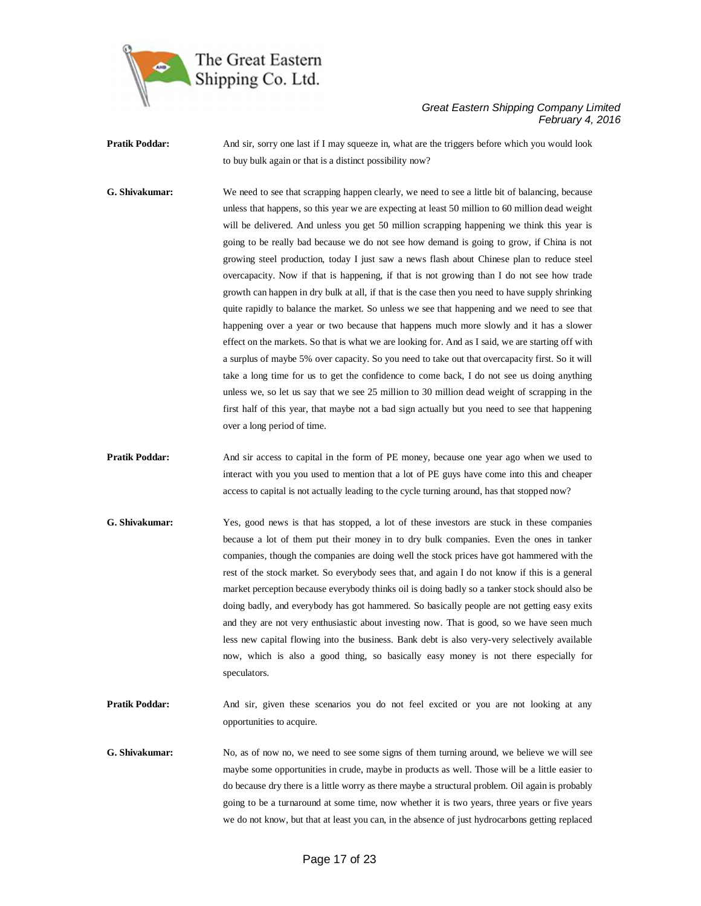**Pratik Poddar:** And sir, sorry one last if I may squeeze in, what are the triggers before which you would look to buy bulk again or that is a distinct possibility now?

**G. Shivakumar:** We need to see that scrapping happen clearly, we need to see a little bit of balancing, because unless that happens, so this year we are expecting at least 50 million to 60 million dead weight will be delivered. And unless you get 50 million scrapping happening we think this year is going to be really bad because we do not see how demand is going to grow, if China is not growing steel production, today I just saw a news flash about Chinese plan to reduce steel overcapacity. Now if that is happening, if that is not growing than I do not see how trade growth can happen in dry bulk at all, if that is the case then you need to have supply shrinking quite rapidly to balance the market. So unless we see that happening and we need to see that happening over a year or two because that happens much more slowly and it has a slower effect on the markets. So that is what we are looking for. And as I said, we are starting off with a surplus of maybe 5% over capacity. So you need to take out that overcapacity first. So it will take a long time for us to get the confidence to come back, I do not see us doing anything unless we, so let us say that we see 25 million to 30 million dead weight of scrapping in the first half of this year, that maybe not a bad sign actually but you need to see that happening over a long period of time.

**Pratik Poddar:** And sir access to capital in the form of PE money, because one year ago when we used to interact with you you used to mention that a lot of PE guys have come into this and cheaper access to capital is not actually leading to the cycle turning around, has that stopped now?

**G. Shivakumar:** Yes, good news is that has stopped, a lot of these investors are stuck in these companies because a lot of them put their money in to dry bulk companies. Even the ones in tanker companies, though the companies are doing well the stock prices have got hammered with the rest of the stock market. So everybody sees that, and again I do not know if this is a general market perception because everybody thinks oil is doing badly so a tanker stock should also be doing badly, and everybody has got hammered. So basically people are not getting easy exits and they are not very enthusiastic about investing now. That is good, so we have seen much less new capital flowing into the business. Bank debt is also very-very selectively available now, which is also a good thing, so basically easy money is not there especially for speculators.

**Pratik Poddar:** And sir, given these scenarios you do not feel excited or you are not looking at any opportunities to acquire.

**G. Shivakumar:** No, as of now no, we need to see some signs of them turning around, we believe we will see maybe some opportunities in crude, maybe in products as well. Those will be a little easier to do because dry there is a little worry as there maybe a structural problem. Oil again is probably going to be a turnaround at some time, now whether it is two years, three years or five years we do not know, but that at least you can, in the absence of just hydrocarbons getting replaced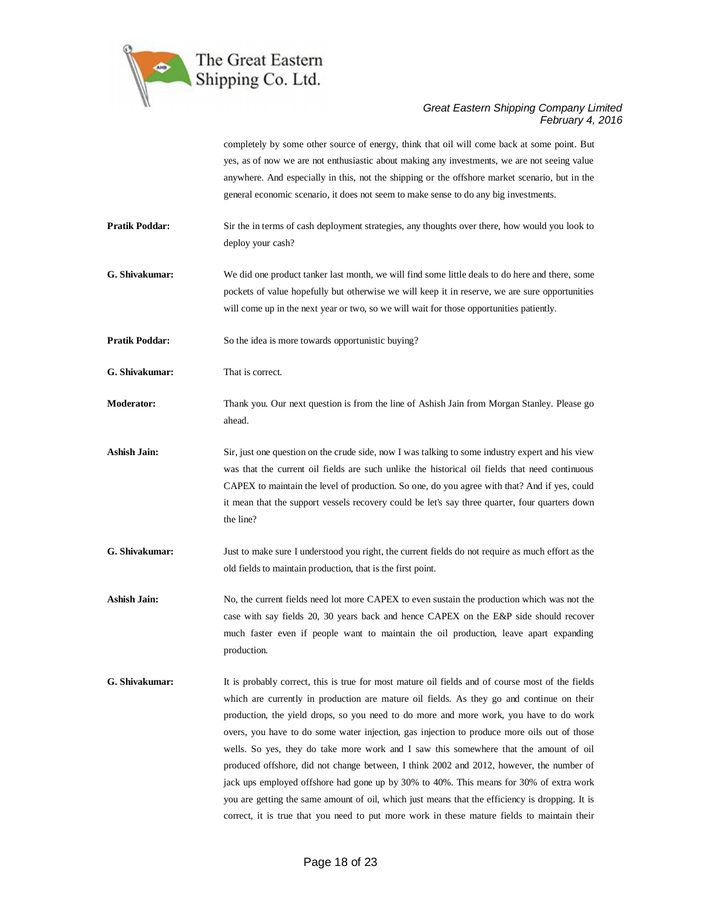completely by some other source of energy, think that oil will come back at some point. But yes, as of now we are not enthusiastic about making any investments, we are not seeing value anywhere. And especially in this, not the shipping or the offshore market scenario, but in the general economic scenario, it does not seem to make sense to do any big investments.

**Pratik Poddar:** Sir the in terms of cash deployment strategies, any thoughts over there, how would you look to deploy your cash?

**G. Shivakumar:** We did one product tanker last month, we will find some little deals to do here and there, some pockets of value hopefully but otherwise we will keep it in reserve, we are sure opportunities will come up in the next year or two, so we will wait for those opportunities patiently.

**Pratik Poddar:** So the idea is more towards opportunistic buying?

**G. Shivakumar:** That is correct.

**Moderator:** Thank you. Our next question is from the line of Ashish Jain from Morgan Stanley. Please go ahead.

**Ashish Jain:** Sir, just one question on the crude side, now I was talking to some industry expert and his view was that the current oil fields are such unlike the historical oil fields that need continuous CAPEX to maintain the level of production. So one, do you agree with that? And if yes, could it mean that the support vessels recovery could be let's say three quarter, four quarters down the line?

**G. Shivakumar:** Just to make sure I understood you right, the current fields do not require as much effort as the old fields to maintain production, that is the first point.

**Ashish Jain:** No, the current fields need lot more CAPEX to even sustain the production which was not the case with say fields 20, 30 years back and hence CAPEX on the E&P side should recover much faster even if people want to maintain the oil production, leave apart expanding production.

**G. Shivakumar:** It is probably correct, this is true for most mature oil fields and of course most of the fields which are currently in production are mature oil fields. As they go and continue on their production, the yield drops, so you need to do more and more work, you have to do work overs, you have to do some water injection, gas injection to produce more oils out of those wells. So yes, they do take more work and I saw this somewhere that the amount of oil produced offshore, did not change between, I think 2002 and 2012, however, the number of jack ups employed offshore had gone up by 30% to 40%. This means for 30% of extra work you are getting the same amount of oil, which just means that the efficiency is dropping. It is correct, it is true that you need to put more work in these mature fields to maintain their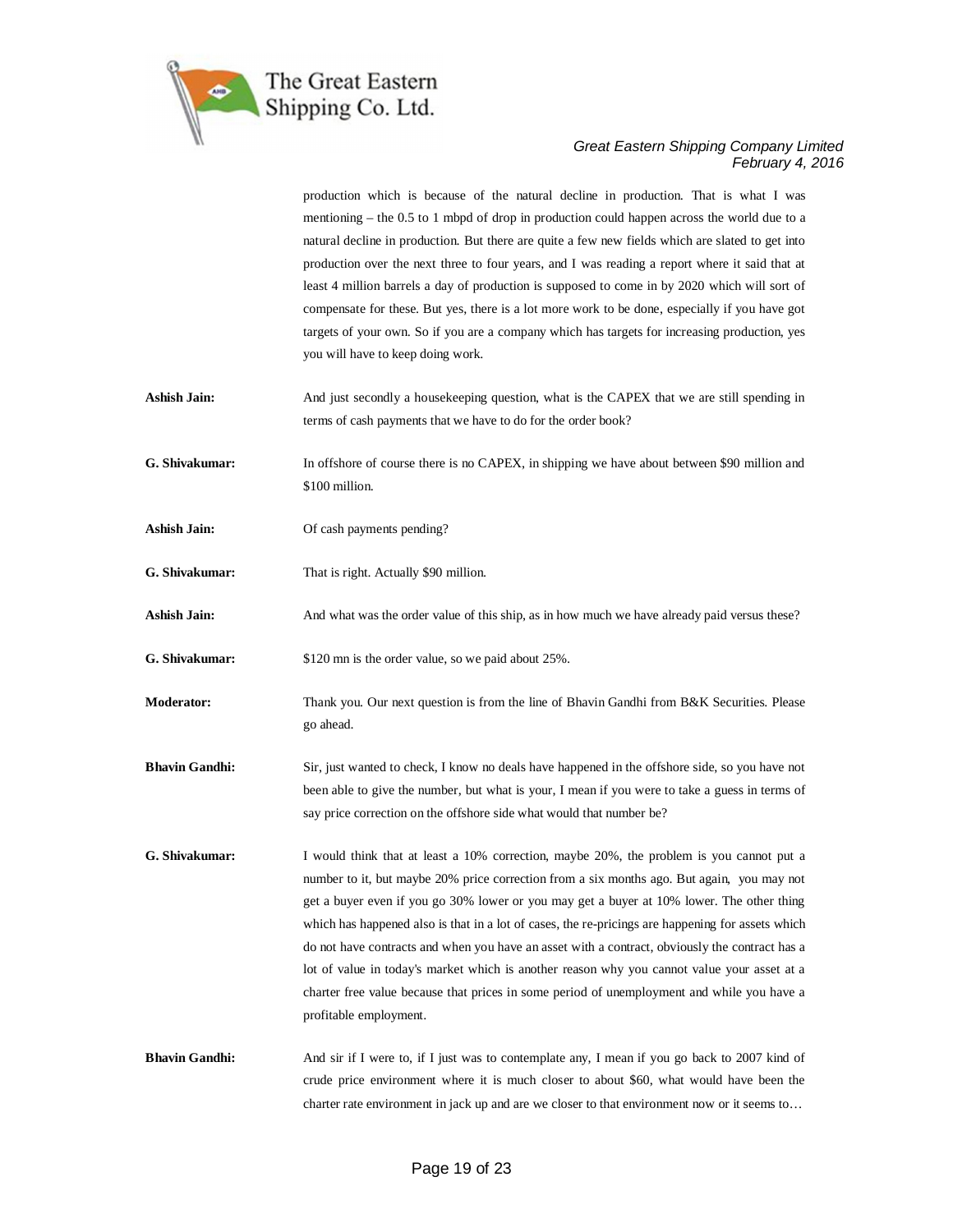production which is because of the natural decline in production. That is what I was mentioning – the 0.5 to 1 mbpd of drop in production could happen across the world due to a natural decline in production. But there are quite a few new fields which are slated to get into production over the next three to four years, and I was reading a report where it said that at least 4 million barrels a day of production is supposed to come in by 2020 which will sort of compensate for these. But yes, there is a lot more work to be done, especially if you have got targets of your own. So if you are a company which has targets for increasing production, yes you will have to keep doing work.

**Ashish Jain:** And just secondly a housekeeping question, what is the CAPEX that we are still spending in terms of cash payments that we have to do for the order book?

**G. Shivakumar:** In offshore of course there is no CAPEX, in shipping we have about between $90 million and $100 million.

**Ashish Jain:** Of cash payments pending?

**G. Shivakumar:** That is right. Actually $90 million.

**Ashish Jain:** And what was the order value of this ship, as in how much we have already paid versus these?

**G. Shivakumar:** $120 mn is the order value, so we paid about 25%.

**Moderator:** Thank you. Our next question is from the line of Bhavin Gandhi from B&K Securities. Please go ahead.

**Bhavin Gandhi:** Sir, just wanted to check, I know no deals have happened in the offshore side, so you have not been able to give the number, but what is your, I mean if you were to take a guess in terms of say price correction on the offshore side what would that number be?

**G. Shivakumar:** I would think that at least a 10% correction, maybe 20%, the problem is you cannot put a number to it, but maybe 20% price correction from a six months ago. But again, you may not get a buyer even if you go 30% lower or you may get a buyer at 10% lower. The other thing which has happened also is that in a lot of cases, the re-pricings are happening for assets which do not have contracts and when you have an asset with a contract, obviously the contract has a lot of value in today's market which is another reason why you cannot value your asset at a charter free value because that prices in some period of unemployment and while you have a profitable employment.

**Bhavin Gandhi:** And sir if I were to, if I just was to contemplate any, I mean if you go back to 2007 kind of crude price environment where it is much closer to about $60, what would have been the charter rate environment in jack up and are we closer to that environment now or it seems to…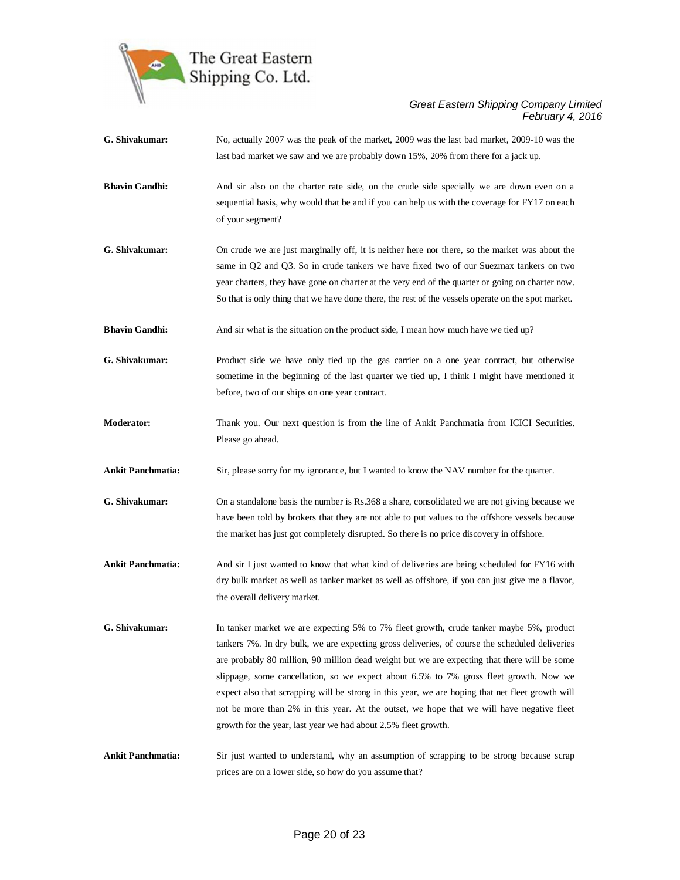**G. Shivakumar:** No, actually 2007 was the peak of the market, 2009 was the last bad market, 2009-10 was the last bad market we saw and we are probably down 15%, 20% from there for a jack up.

**Bhavin Gandhi:** And sir also on the charter rate side, on the crude side specially we are down even on a sequential basis, why would that be and if you can help us with the coverage for FY17 on each of your segment?

**G. Shivakumar:** On crude we are just marginally off, it is neither here nor there, so the market was about the same in Q2 and Q3. So in crude tankers we have fixed two of our Suezmax tankers on two year charters, they have gone on charter at the very end of the quarter or going on charter now. So that is only thing that we have done there, the rest of the vessels operate on the spot market.

**Bhavin Gandhi:** And sir what is the situation on the product side, I mean how much have we tied up?

**G. Shivakumar:** Product side we have only tied up the gas carrier on a one year contract, but otherwise sometime in the beginning of the last quarter we tied up, I think I might have mentioned it before, two of our ships on one year contract.

**Moderator:** Thank you. Our next question is from the line of Ankit Panchmatia from ICICI Securities. Please go ahead.

**Ankit Panchmatia:** Sir, please sorry for my ignorance, but I wanted to know the NAV number for the quarter.

**G. Shivakumar:** On a standalone basis the number is Rs.368 a share, consolidated we are not giving because we have been told by brokers that they are not able to put values to the offshore vessels because the market has just got completely disrupted. So there is no price discovery in offshore.

**Ankit Panchmatia:** And sir I just wanted to know that what kind of deliveries are being scheduled for FY16 with dry bulk market as well as tanker market as well as offshore, if you can just give me a flavor, the overall delivery market.

**G. Shivakumar:** In tanker market we are expecting 5% to 7% fleet growth, crude tanker maybe 5%, product tankers 7%. In dry bulk, we are expecting gross deliveries, of course the scheduled deliveries are probably 80 million, 90 million dead weight but we are expecting that there will be some slippage, some cancellation, so we expect about 6.5% to 7% gross fleet growth. Now we expect also that scrapping will be strong in this year, we are hoping that net fleet growth will not be more than 2% in this year. At the outset, we hope that we will have negative fleet growth for the year, last year we had about 2.5% fleet growth.

**Ankit Panchmatia:** Sir just wanted to understand, why an assumption of scrapping to be strong because scrap prices are on a lower side, so how do you assume that?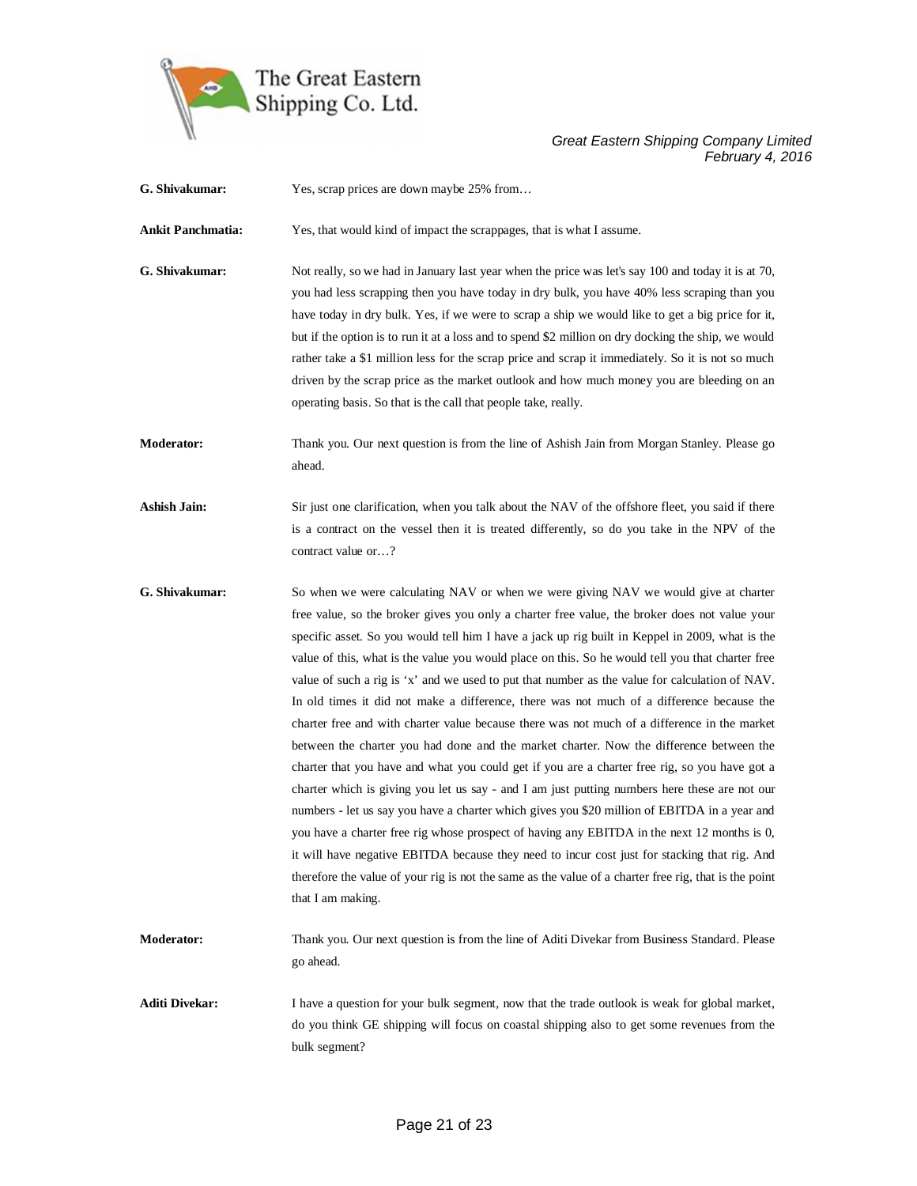**G. Shivakumar:** Yes, scrap prices are down maybe 25% from…

**Ankit Panchmatia:** Yes, that would kind of impact the scrappages, that is what I assume.

**G. Shivakumar:** Not really, so we had in January last year when the price was let's say 100 and today it is at 70, you had less scrapping then you have today in dry bulk, you have 40% less scraping than you have today in dry bulk. Yes, if we were to scrap a ship we would like to get a big price for it, but if the option is to run it at a loss and to spend $2 million on dry docking the ship, we would rather take a $1 million less for the scrap price and scrap it immediately. So it is not so much driven by the scrap price as the market outlook and how much money you are bleeding on an operating basis. So that is the call that people take, really.

**Moderator:** Thank you. Our next question is from the line of Ashish Jain from Morgan Stanley. Please go ahead.

**Ashish Jain:** Sir just one clarification, when you talk about the NAV of the offshore fleet, you said if there is a contract on the vessel then it is treated differently, so do you take in the NPV of the contract value or…?

**G. Shivakumar:** So when we were calculating NAV or when we were giving NAV we would give at charter free value, so the broker gives you only a charter free value, the broker does not value your specific asset. So you would tell him I have a jack up rig built in Keppel in 2009, what is the value of this, what is the value you would place on this. So he would tell you that charter free value of such a rig is 'x' and we used to put that number as the value for calculation of NAV. In old times it did not make a difference, there was not much of a difference because the charter free and with charter value because there was not much of a difference in the market between the charter you had done and the market charter. Now the difference between the charter that you have and what you could get if you are a charter free rig, so you have got a charter which is giving you let us say - and I am just putting numbers here these are not our numbers - let us say you have a charter which gives you $20 million of EBITDA in a year and you have a charter free rig whose prospect of having any EBITDA in the next 12 months is 0, it will have negative EBITDA because they need to incur cost just for stacking that rig. And therefore the value of your rig is not the same as the value of a charter free rig, that is the point that I am making.

**Moderator:** Thank you. Our next question is from the line of Aditi Divekar from Business Standard. Please go ahead.

**Aditi Divekar:** I have a question for your bulk segment, now that the trade outlook is weak for global market, do you think GE shipping will focus on coastal shipping also to get some revenues from the bulk segment?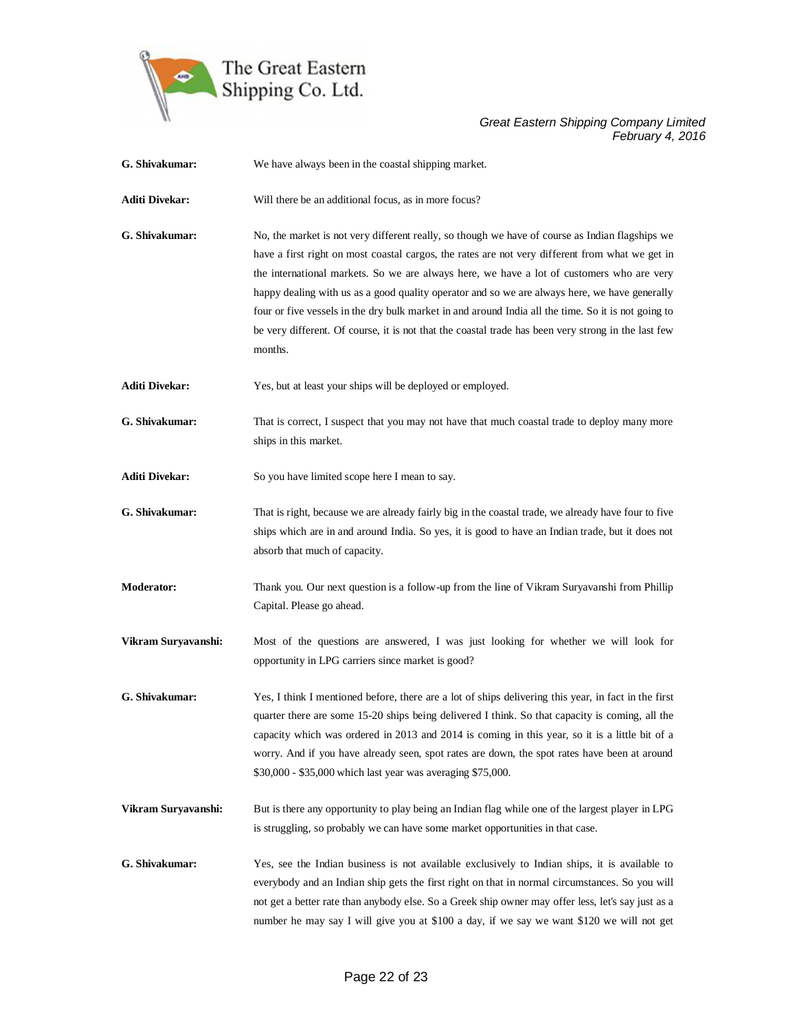**G. Shivakumar:** We have always been in the coastal shipping market.

**Aditi Divekar:** Will there be an additional focus, as in more focus?

**G. Shivakumar:** No, the market is not very different really, so though we have of course as Indian flagships we have a first right on most coastal cargos, the rates are not very different from what we get in the international markets. So we are always here, we have a lot of customers who are very happy dealing with us as a good quality operator and so we are always here, we have generally four or five vessels in the dry bulk market in and around India all the time. So it is not going to be very different. Of course, it is not that the coastal trade has been very strong in the last few months.

**Aditi Divekar:** Yes, but at least your ships will be deployed or employed.

**G. Shivakumar:** That is correct, I suspect that you may not have that much coastal trade to deploy many more ships in this market.

**Aditi Divekar:** So you have limited scope here I mean to say.

**G. Shivakumar:** That is right, because we are already fairly big in the coastal trade, we already have four to five ships which are in and around India. So yes, it is good to have an Indian trade, but it does not absorb that much of capacity.

**Moderator:** Thank you. Our next question is a follow-up from the line of Vikram Suryavanshi from Phillip Capital. Please go ahead.

**Vikram Suryavanshi:** Most of the questions are answered, I was just looking for whether we will look for opportunity in LPG carriers since market is good?

**G. Shivakumar:** Yes, I think I mentioned before, there are a lot of ships delivering this year, in fact in the first quarter there are some 15-20 ships being delivered I think. So that capacity is coming, all the capacity which was ordered in 2013 and 2014 is coming in this year, so it is a little bit of a worry. And if you have already seen, spot rates are down, the spot rates have been at around $30,000 - $35,000 which last year was averaging $75,000.

**Vikram Suryavanshi:** But is there any opportunity to play being an Indian flag while one of the largest player in LPG is struggling, so probably we can have some market opportunities in that case.

**G. Shivakumar:** Yes, see the Indian business is not available exclusively to Indian ships, it is available to everybody and an Indian ship gets the first right on that in normal circumstances. So you will not get a better rate than anybody else. So a Greek ship owner may offer less, let's say just as a number he may say I will give you at $100 a day, if we say we want $120 we will not get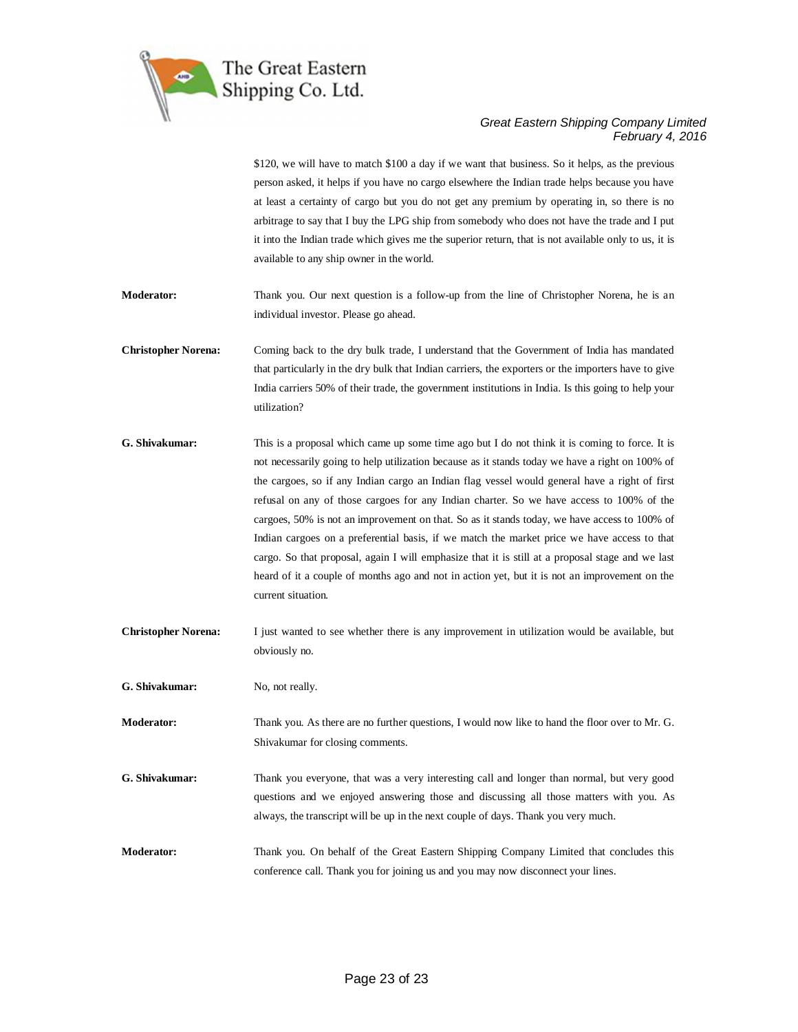$120, we will have to match $100 a day if we want that business. So it helps, as the previous person asked, it helps if you have no cargo elsewhere the Indian trade helps because you have at least a certainty of cargo but you do not get any premium by operating in, so there is no arbitrage to say that I buy the LPG ship from somebody who does not have the trade and I put it into the Indian trade which gives me the superior return, that is not available only to us, it is available to any ship owner in the world.

**Moderator:** Thank you. Our next question is a follow-up from the line of Christopher Norena, he is an individual investor. Please go ahead.

**Christopher Norena:** Coming back to the dry bulk trade, I understand that the Government of India has mandated that particularly in the dry bulk that Indian carriers, the exporters or the importers have to give India carriers 50% of their trade, the government institutions in India. Is this going to help your utilization?

**G. Shivakumar:** This is a proposal which came up some time ago but I do not think it is coming to force. It is not necessarily going to help utilization because as it stands today we have a right on 100% of the cargoes, so if any Indian cargo an Indian flag vessel would general have a right of first refusal on any of those cargoes for any Indian charter. So we have access to 100% of the cargoes, 50% is not an improvement on that. So as it stands today, we have access to 100% of Indian cargoes on a preferential basis, if we match the market price we have access to that cargo. So that proposal, again I will emphasize that it is still at a proposal stage and we last heard of it a couple of months ago and not in action yet, but it is not an improvement on the current situation.

**Christopher Norena:** I just wanted to see whether there is any improvement in utilization would be available, but obviously no.

**G. Shivakumar:** No, not really.

**Moderator:** Thank you. As there are no further questions, I would now like to hand the floor over to Mr. G. Shivakumar for closing comments.

**G. Shivakumar:** Thank you everyone, that was a very interesting call and longer than normal, but very good questions and we enjoyed answering those and discussing all those matters with you. As always, the transcript will be up in the next couple of days. Thank you very much.

**Moderator:** Thank you. On behalf of the Great Eastern Shipping Company Limited that concludes this conference call. Thank you for joining us and you may now disconnect your lines.